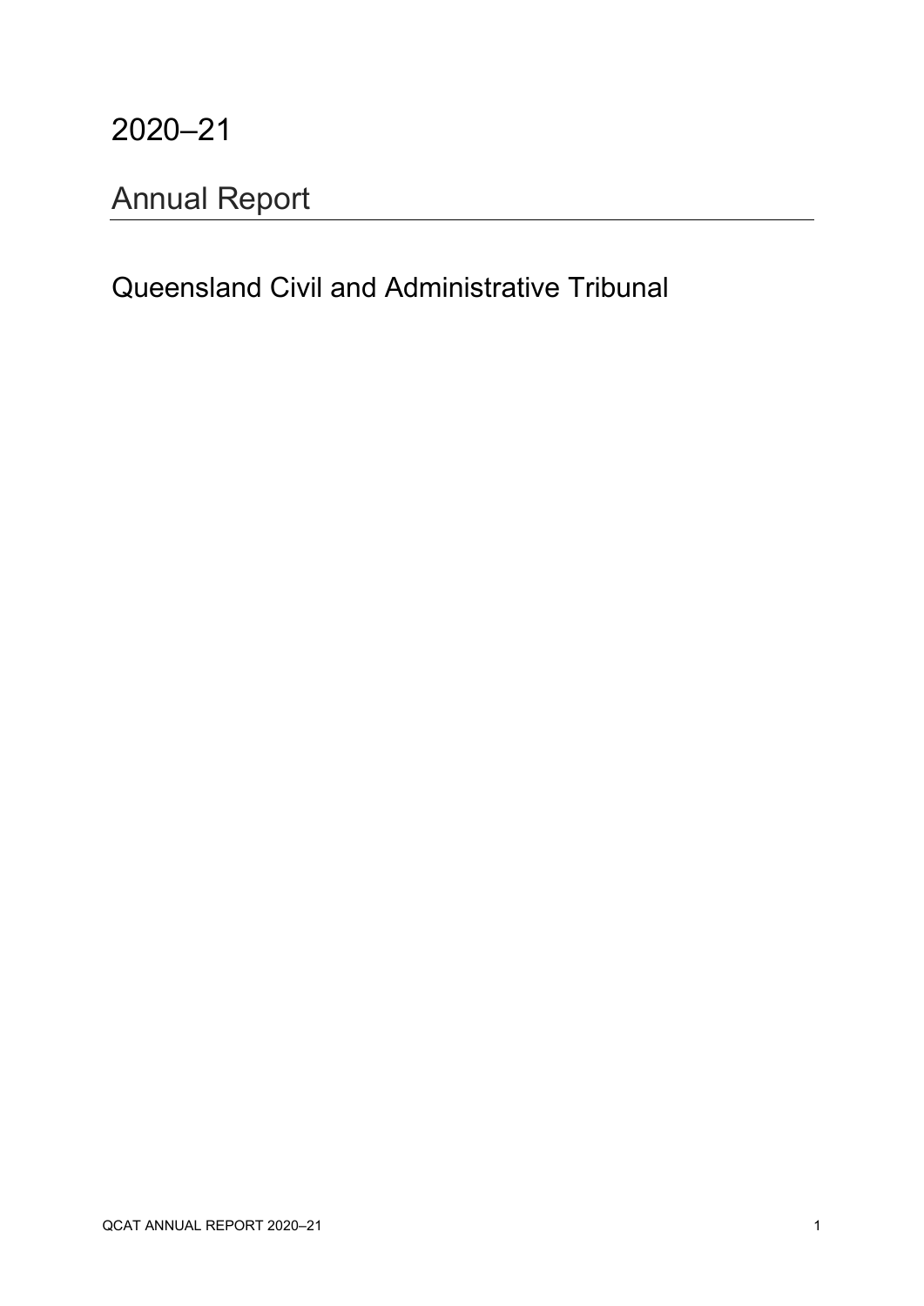# 2020–21

## Annual Report

Queensland Civil and Administrative Tribunal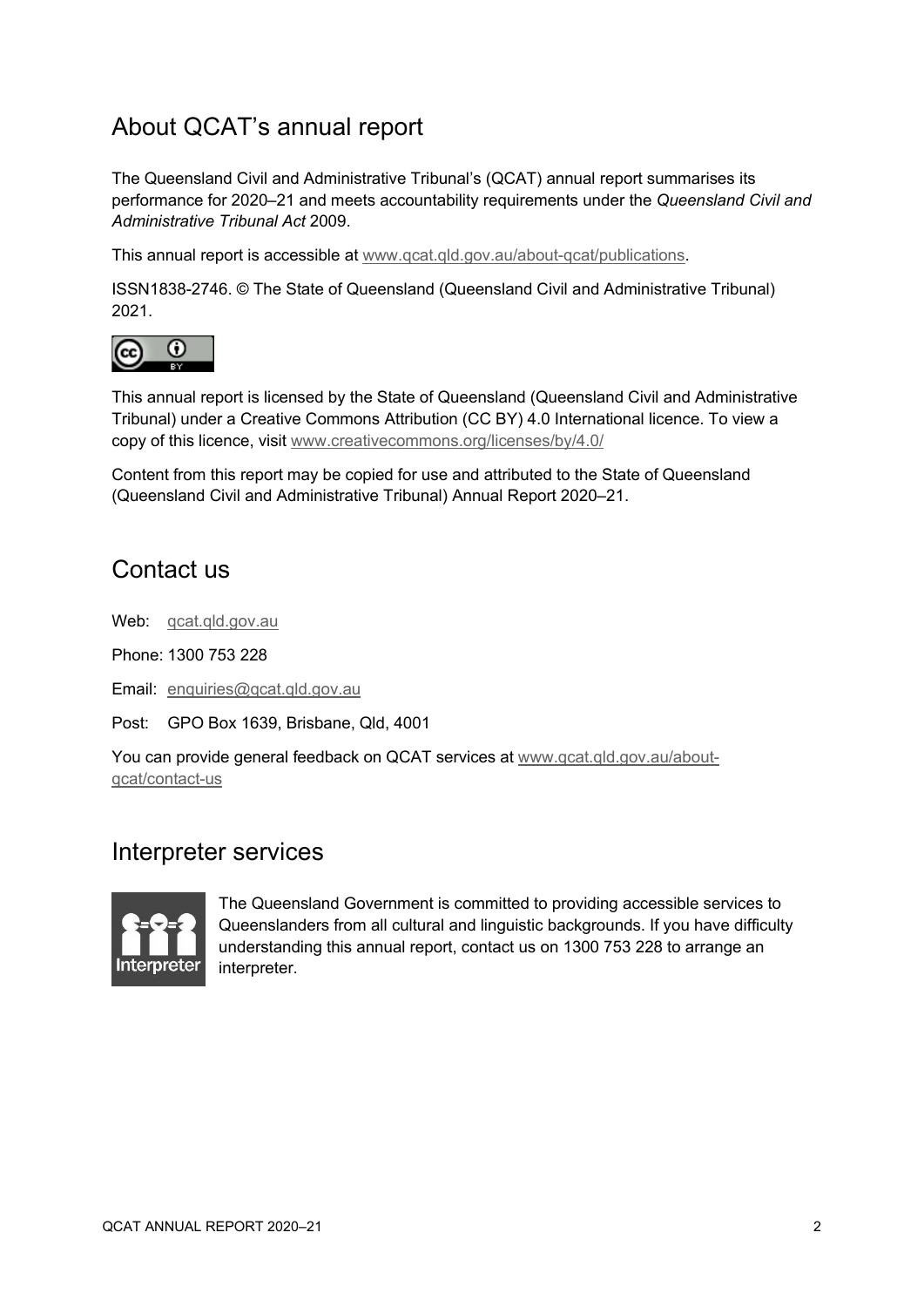## About QCAT's annual report

The Queensland Civil and Administrative Tribunal's (QCAT) annual report summarises its performance for 2020–21 and meets accountability requirements under the *Queensland Civil and Administrative Tribunal Act* 2009.

This annual report is accessible at www.qcat.qld.gov.au/about-qcat/publications.

ISSN1838-2746. © The State of Queensland (Queensland Civil and Administrative Tribunal) 2021.

This annual report is licensed by the State of Queensland (Queensland Civil and Administrative Tribunal) under a Creative Commons Attribution (CC BY) 4.0 International licence. To view a copy of this licence, visit www.creativecommons.org/licenses/by/4.0/

Content from this report may be copied for use and attributed to the State of Queensland (Queensland Civil and Administrative Tribunal) Annual Report 2020–21.

## Contact us

Web: qcat.qld.gov.au

Phone: 1300 753 228

Email: enquiries@qcat.qld.gov.au

Post: GPO Box 1639, Brisbane, Qld, 4001

You can provide general feedback on QCAT services at www.qcat.qld.gov.au/about-qcat/contact-us

## Interpreter services

The Queensland Government is committed to providing accessible services to Queenslanders from all cultural and linguistic backgrounds. If you have difficulty understanding this annual report, contact us on 1300 753 228 to arrange an interpreter.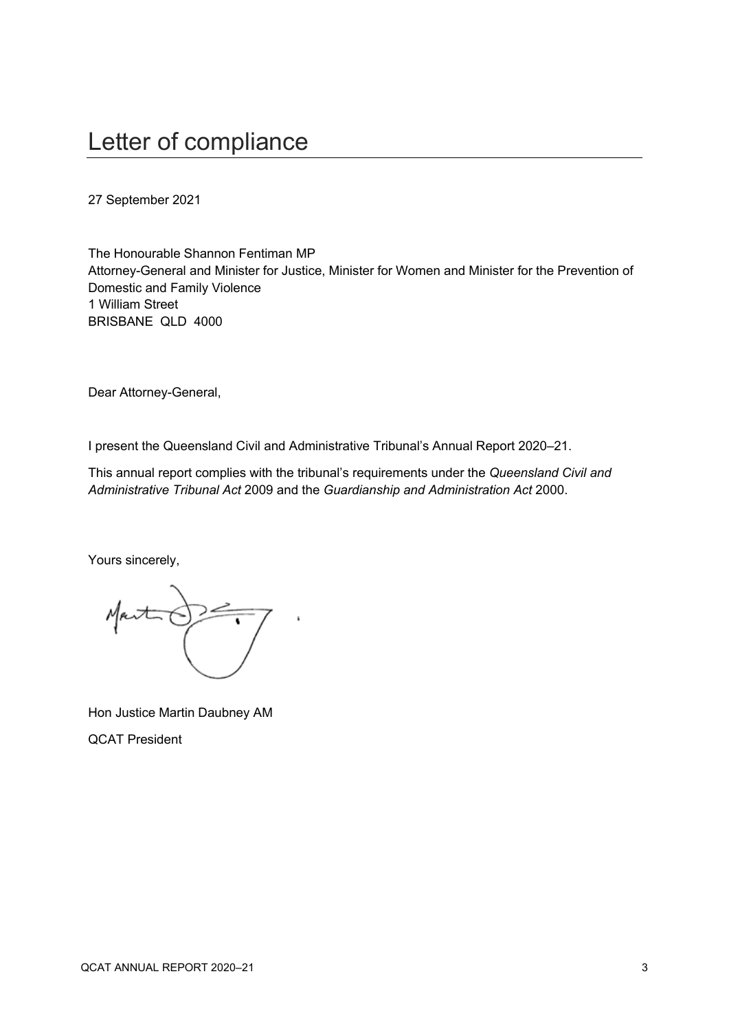# Letter of compliance

27 September 2021

The Honourable Shannon Fentiman MP
Attorney-General and Minister for Justice, Minister for Women and Minister for the Prevention of Domestic and Family Violence
1 William Street
BRISBANE QLD 4000

Dear Attorney-General,

I present the Queensland Civil and Administrative Tribunal's Annual Report 2020–21.

This annual report complies with the tribunal's requirements under the *Queensland Civil and Administrative Tribunal Act* 2009 and the *Guardianship and Administration Act* 2000.

Yours sincerely,

Hon Justice Martin Daubney AM

QCAT President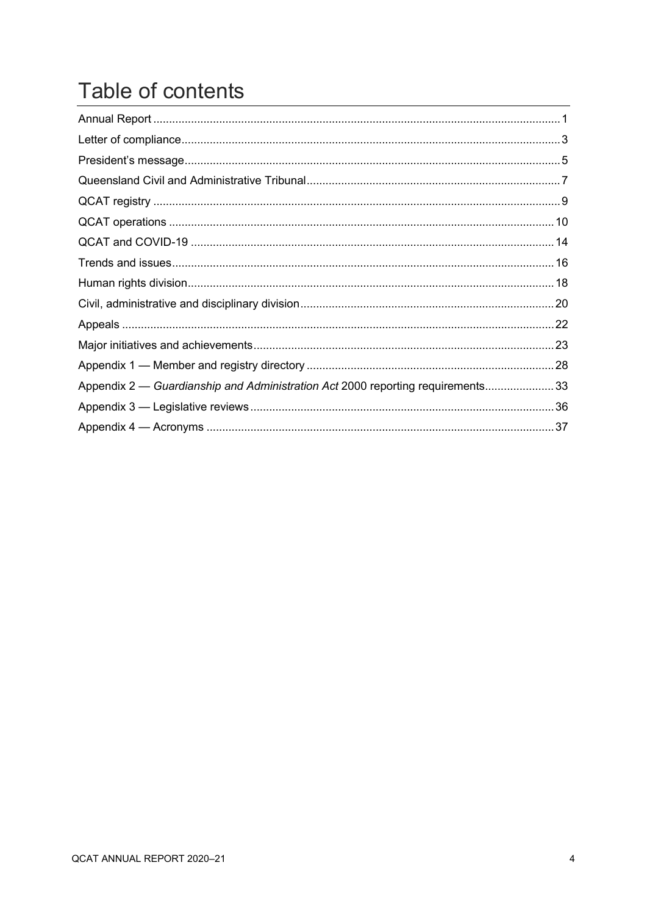# Table of contents

Annual Report ........................................................................................................................ 1
Letter of compliance ............................................................................................................... 3
President's message ............................................................................................................... 5
Queensland Civil and Administrative Tribunal ........................................................................ 7
QCAT registry ......................................................................................................................... 9
QCAT operations .................................................................................................................. 10
QCAT and COVID-19 ........................................................................................................... 14
Trends and issues ................................................................................................................. 16
Human rights division ............................................................................................................ 18
Civil, administrative and disciplinary division ......................................................................... 20
Appeals ................................................................................................................................. 22
Major initiatives and achievements ....................................................................................... 23
Appendix 1 — Member and registry directory ....................................................................... 28
Appendix 2 — *Guardianship and Administration Act* 2000 reporting requirements ............. 33
Appendix 3 — Legislative reviews ......................................................................................... 36
Appendix 4 — Acronyms ....................................................................................................... 37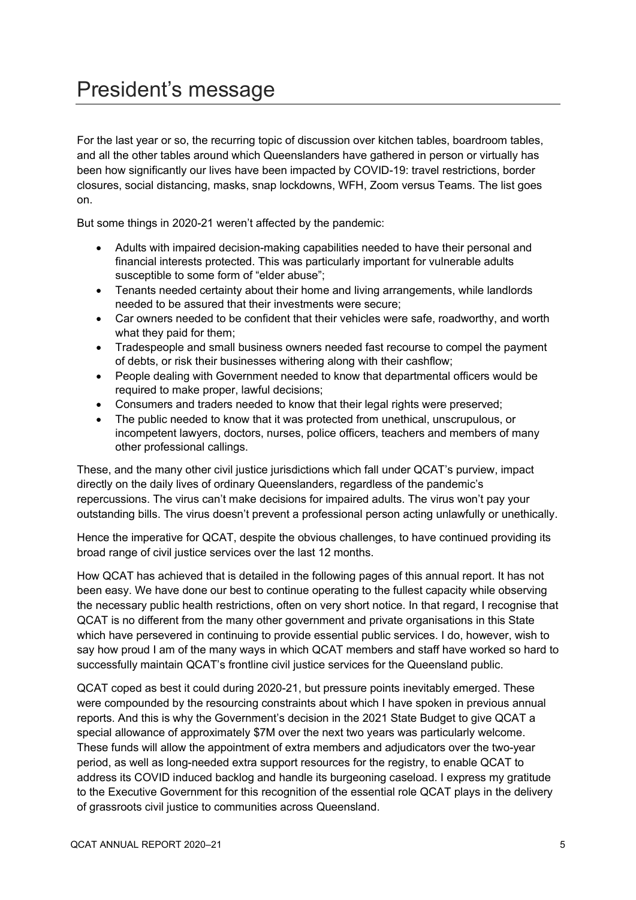# President's message

For the last year or so, the recurring topic of discussion over kitchen tables, boardroom tables, and all the other tables around which Queenslanders have gathered in person or virtually has been how significantly our lives have been impacted by COVID-19: travel restrictions, border closures, social distancing, masks, snap lockdowns, WFH, Zoom versus Teams. The list goes on.

But some things in 2020-21 weren't affected by the pandemic:

- Adults with impaired decision-making capabilities needed to have their personal and financial interests protected. This was particularly important for vulnerable adults susceptible to some form of "elder abuse";
- Tenants needed certainty about their home and living arrangements, while landlords needed to be assured that their investments were secure;
- Car owners needed to be confident that their vehicles were safe, roadworthy, and worth what they paid for them;
- Tradespeople and small business owners needed fast recourse to compel the payment of debts, or risk their businesses withering along with their cashflow;
- People dealing with Government needed to know that departmental officers would be required to make proper, lawful decisions;
- Consumers and traders needed to know that their legal rights were preserved;
- The public needed to know that it was protected from unethical, unscrupulous, or incompetent lawyers, doctors, nurses, police officers, teachers and members of many other professional callings.

These, and the many other civil justice jurisdictions which fall under QCAT's purview, impact directly on the daily lives of ordinary Queenslanders, regardless of the pandemic's repercussions. The virus can't make decisions for impaired adults. The virus won't pay your outstanding bills. The virus doesn't prevent a professional person acting unlawfully or unethically.

Hence the imperative for QCAT, despite the obvious challenges, to have continued providing its broad range of civil justice services over the last 12 months.

How QCAT has achieved that is detailed in the following pages of this annual report. It has not been easy. We have done our best to continue operating to the fullest capacity while observing the necessary public health restrictions, often on very short notice. In that regard, I recognise that QCAT is no different from the many other government and private organisations in this State which have persevered in continuing to provide essential public services. I do, however, wish to say how proud I am of the many ways in which QCAT members and staff have worked so hard to successfully maintain QCAT's frontline civil justice services for the Queensland public.

QCAT coped as best it could during 2020-21, but pressure points inevitably emerged. These were compounded by the resourcing constraints about which I have spoken in previous annual reports. And this is why the Government's decision in the 2021 State Budget to give QCAT a special allowance of approximately $7M over the next two years was particularly welcome. These funds will allow the appointment of extra members and adjudicators over the two-year period, as well as long-needed extra support resources for the registry, to enable QCAT to address its COVID induced backlog and handle its burgeoning caseload. I express my gratitude to the Executive Government for this recognition of the essential role QCAT plays in the delivery of grassroots civil justice to communities across Queensland.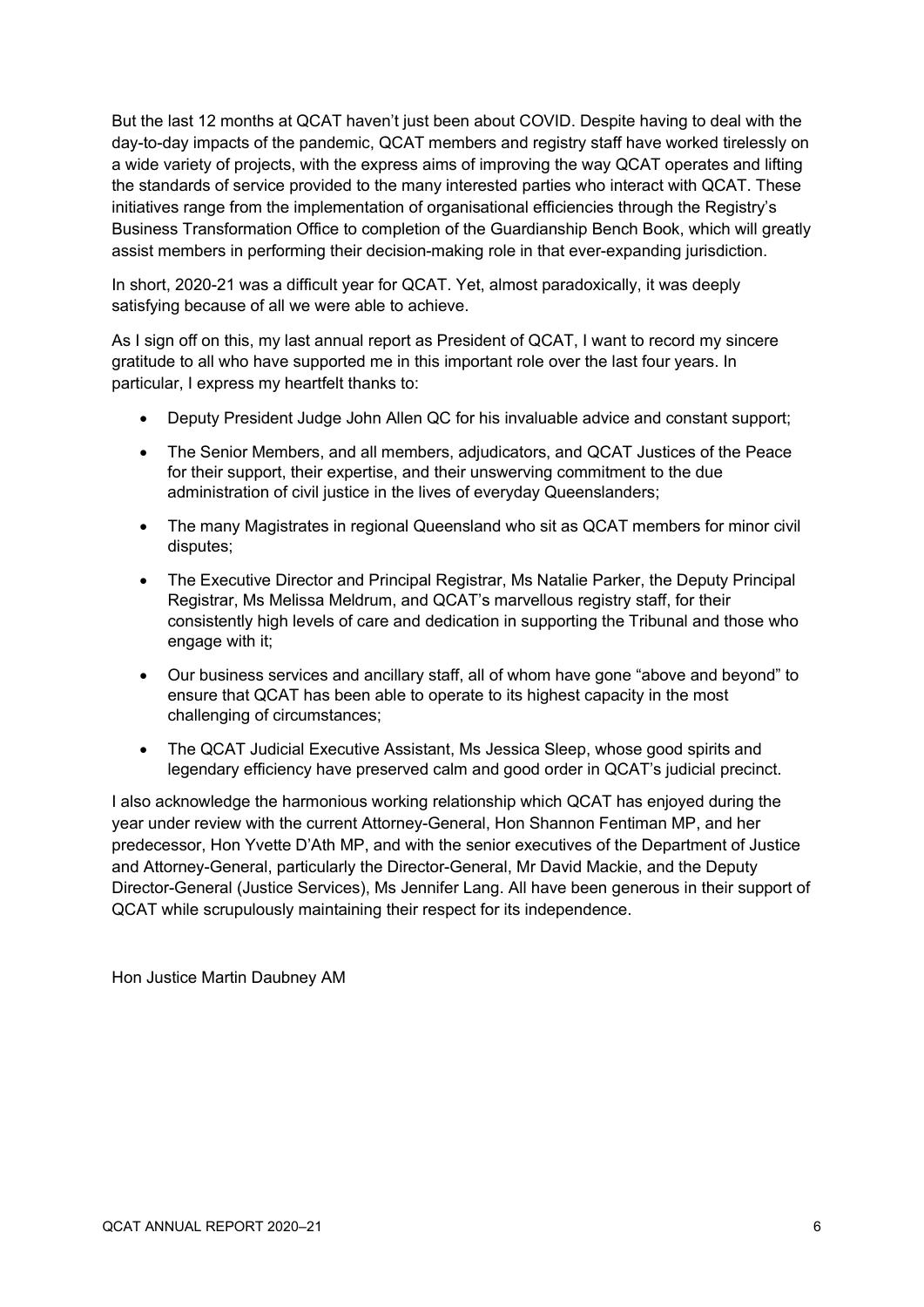But the last 12 months at QCAT haven't just been about COVID. Despite having to deal with the day-to-day impacts of the pandemic, QCAT members and registry staff have worked tirelessly on a wide variety of projects, with the express aims of improving the way QCAT operates and lifting the standards of service provided to the many interested parties who interact with QCAT. These initiatives range from the implementation of organisational efficiencies through the Registry's Business Transformation Office to completion of the Guardianship Bench Book, which will greatly assist members in performing their decision-making role in that ever-expanding jurisdiction.

In short, 2020-21 was a difficult year for QCAT. Yet, almost paradoxically, it was deeply satisfying because of all we were able to achieve.

As I sign off on this, my last annual report as President of QCAT, I want to record my sincere gratitude to all who have supported me in this important role over the last four years. In particular, I express my heartfelt thanks to:

- Deputy President Judge John Allen QC for his invaluable advice and constant support;
- The Senior Members, and all members, adjudicators, and QCAT Justices of the Peace for their support, their expertise, and their unswerving commitment to the due administration of civil justice in the lives of everyday Queenslanders;
- The many Magistrates in regional Queensland who sit as QCAT members for minor civil disputes;
- The Executive Director and Principal Registrar, Ms Natalie Parker, the Deputy Principal Registrar, Ms Melissa Meldrum, and QCAT's marvellous registry staff, for their consistently high levels of care and dedication in supporting the Tribunal and those who engage with it;
- Our business services and ancillary staff, all of whom have gone "above and beyond" to ensure that QCAT has been able to operate to its highest capacity in the most challenging of circumstances;
- The QCAT Judicial Executive Assistant, Ms Jessica Sleep, whose good spirits and legendary efficiency have preserved calm and good order in QCAT's judicial precinct.

I also acknowledge the harmonious working relationship which QCAT has enjoyed during the year under review with the current Attorney-General, Hon Shannon Fentiman MP, and her predecessor, Hon Yvette D'Ath MP, and with the senior executives of the Department of Justice and Attorney-General, particularly the Director-General, Mr David Mackie, and the Deputy Director-General (Justice Services), Ms Jennifer Lang. All have been generous in their support of QCAT while scrupulously maintaining their respect for its independence.

Hon Justice Martin Daubney AM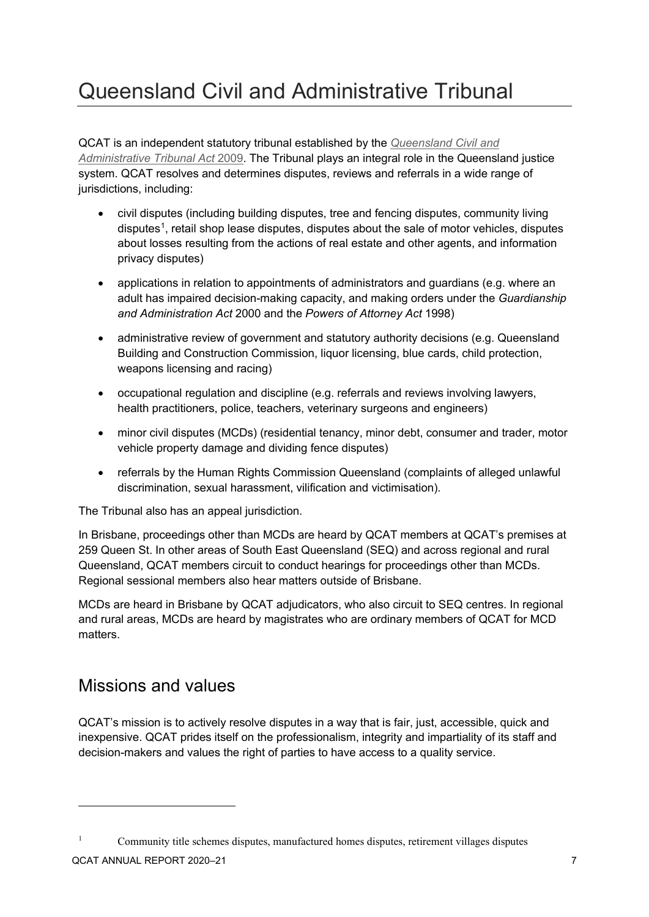# Queensland Civil and Administrative Tribunal

QCAT is an independent statutory tribunal established by the *Queensland Civil and Administrative Tribunal Act* 2009. The Tribunal plays an integral role in the Queensland justice system. QCAT resolves and determines disputes, reviews and referrals in a wide range of jurisdictions, including:

- civil disputes (including building disputes, tree and fencing disputes, community living disputes[1], retail shop lease disputes, disputes about the sale of motor vehicles, disputes about losses resulting from the actions of real estate and other agents, and information privacy disputes)
- applications in relation to appointments of administrators and guardians (e.g. where an adult has impaired decision-making capacity, and making orders under the *Guardianship and Administration Act* 2000 and the *Powers of Attorney Act* 1998)
- administrative review of government and statutory authority decisions (e.g. Queensland Building and Construction Commission, liquor licensing, blue cards, child protection, weapons licensing and racing)
- occupational regulation and discipline (e.g. referrals and reviews involving lawyers, health practitioners, police, teachers, veterinary surgeons and engineers)
- minor civil disputes (MCDs) (residential tenancy, minor debt, consumer and trader, motor vehicle property damage and dividing fence disputes)
- referrals by the Human Rights Commission Queensland (complaints of alleged unlawful discrimination, sexual harassment, vilification and victimisation).

The Tribunal also has an appeal jurisdiction.

In Brisbane, proceedings other than MCDs are heard by QCAT members at QCAT's premises at 259 Queen St. In other areas of South East Queensland (SEQ) and across regional and rural Queensland, QCAT members circuit to conduct hearings for proceedings other than MCDs. Regional sessional members also hear matters outside of Brisbane.

MCDs are heard in Brisbane by QCAT adjudicators, who also circuit to SEQ centres. In regional and rural areas, MCDs are heard by magistrates who are ordinary members of QCAT for MCD matters.

## Missions and values

QCAT's mission is to actively resolve disputes in a way that is fair, just, accessible, quick and inexpensive. QCAT prides itself on the professionalism, integrity and impartiality of its staff and decision-makers and values the right of parties to have access to a quality service.

---

[1] Community title schemes disputes, manufactured homes disputes, retirement villages disputes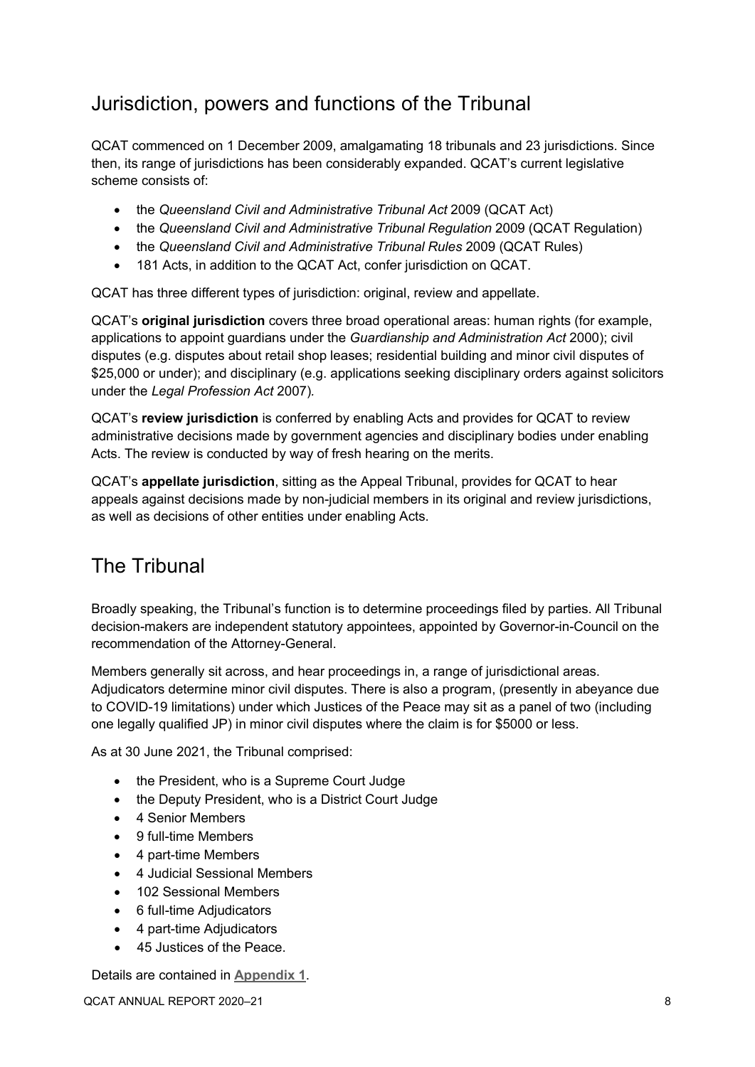## Jurisdiction, powers and functions of the Tribunal

QCAT commenced on 1 December 2009, amalgamating 18 tribunals and 23 jurisdictions. Since then, its range of jurisdictions has been considerably expanded. QCAT's current legislative scheme consists of:

- the *Queensland Civil and Administrative Tribunal Act* 2009 (QCAT Act)
- the *Queensland Civil and Administrative Tribunal Regulation* 2009 (QCAT Regulation)
- the *Queensland Civil and Administrative Tribunal Rules* 2009 (QCAT Rules)
- 181 Acts, in addition to the QCAT Act, confer jurisdiction on QCAT.

QCAT has three different types of jurisdiction: original, review and appellate.

QCAT's **original jurisdiction** covers three broad operational areas: human rights (for example, applications to appoint guardians under the *Guardianship and Administration Act* 2000); civil disputes (e.g. disputes about retail shop leases; residential building and minor civil disputes of $25,000 or under); and disciplinary (e.g. applications seeking disciplinary orders against solicitors under the *Legal Profession Act* 2007).

QCAT's **review jurisdiction** is conferred by enabling Acts and provides for QCAT to review administrative decisions made by government agencies and disciplinary bodies under enabling Acts. The review is conducted by way of fresh hearing on the merits.

QCAT's **appellate jurisdiction**, sitting as the Appeal Tribunal, provides for QCAT to hear appeals against decisions made by non-judicial members in its original and review jurisdictions, as well as decisions of other entities under enabling Acts.

## The Tribunal

Broadly speaking, the Tribunal's function is to determine proceedings filed by parties. All Tribunal decision-makers are independent statutory appointees, appointed by Governor-in-Council on the recommendation of the Attorney-General.

Members generally sit across, and hear proceedings in, a range of jurisdictional areas. Adjudicators determine minor civil disputes. There is also a program, (presently in abeyance due to COVID-19 limitations) under which Justices of the Peace may sit as a panel of two (including one legally qualified JP) in minor civil disputes where the claim is for $5000 or less.

As at 30 June 2021, the Tribunal comprised:

- the President, who is a Supreme Court Judge
- the Deputy President, who is a District Court Judge
- 4 Senior Members
- 9 full-time Members
- 4 part-time Members
- 4 Judicial Sessional Members
- 102 Sessional Members
- 6 full-time Adjudicators
- 4 part-time Adjudicators
- 45 Justices of the Peace.

Details are contained in **Appendix 1**.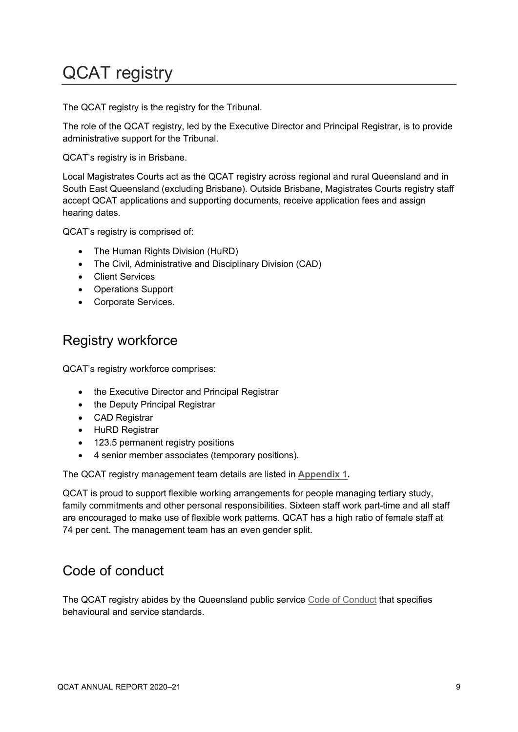# QCAT registry

The QCAT registry is the registry for the Tribunal.

The role of the QCAT registry, led by the Executive Director and Principal Registrar, is to provide administrative support for the Tribunal.

QCAT's registry is in Brisbane.

Local Magistrates Courts act as the QCAT registry across regional and rural Queensland and in South East Queensland (excluding Brisbane). Outside Brisbane, Magistrates Courts registry staff accept QCAT applications and supporting documents, receive application fees and assign hearing dates.

QCAT's registry is comprised of:

- The Human Rights Division (HuRD)
- The Civil, Administrative and Disciplinary Division (CAD)
- Client Services
- Operations Support
- Corporate Services.

## Registry workforce

QCAT's registry workforce comprises:

- the Executive Director and Principal Registrar
- the Deputy Principal Registrar
- CAD Registrar
- HuRD Registrar
- 123.5 permanent registry positions
- 4 senior member associates (temporary positions).

The QCAT registry management team details are listed in **Appendix 1.**

QCAT is proud to support flexible working arrangements for people managing tertiary study, family commitments and other personal responsibilities. Sixteen staff work part-time and all staff are encouraged to make use of flexible work patterns. QCAT has a high ratio of female staff at 74 per cent. The management team has an even gender split.

## Code of conduct

The QCAT registry abides by the Queensland public service Code of Conduct that specifies behavioural and service standards.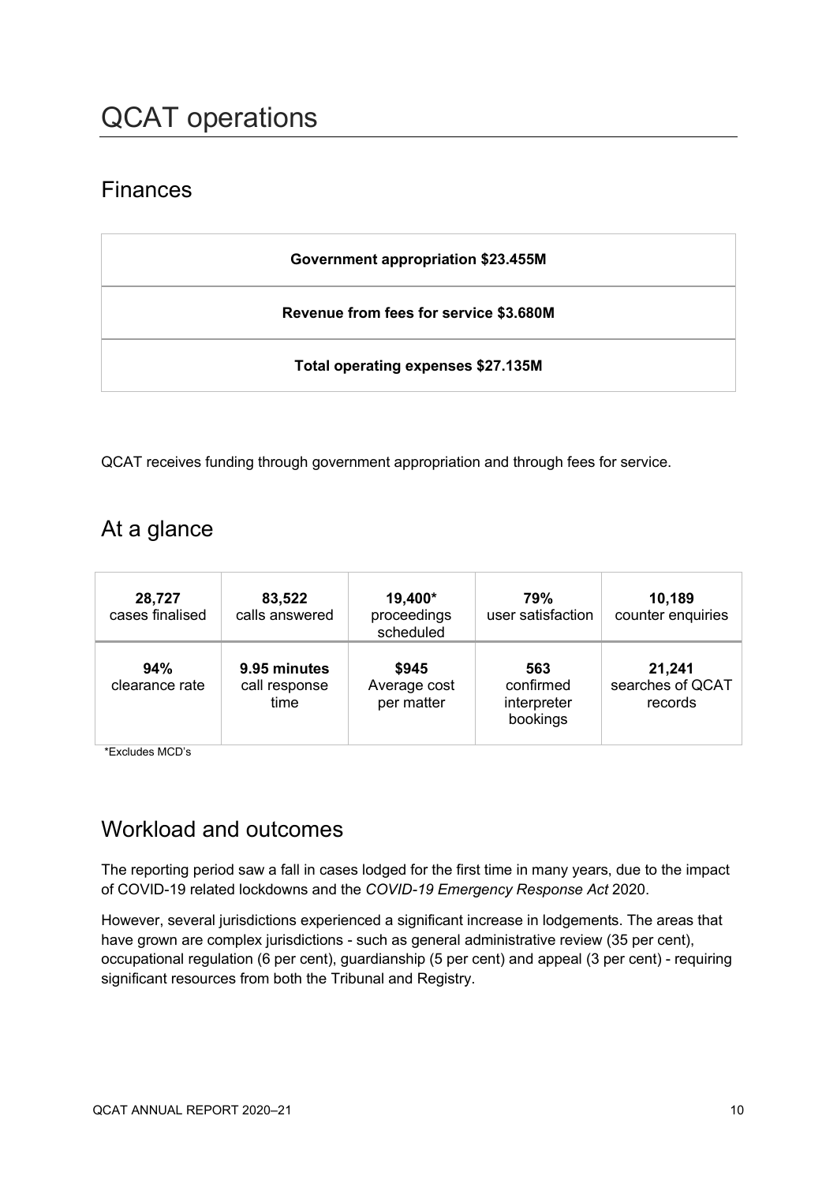# QCAT operations

## Finances

| Government appropriation $23.455M |
|---|
| Revenue from fees for service $3.680M |
| Total operating expenses $27.135M |

QCAT receives funding through government appropriation and through fees for service.

## At a glance

| **28,727** cases finalised | **83,522** calls answered | **19,400*** proceedings scheduled | **79%** user satisfaction | **10,189** counter enquiries |
|---|---|---|---|---|
| **94%** clearance rate | **9.95 minutes** call response time | **$945** Average cost per matter | **563** confirmed interpreter bookings | **21,241** searches of QCAT records |

*Excludes MCD's

## Workload and outcomes

The reporting period saw a fall in cases lodged for the first time in many years, due to the impact of COVID-19 related lockdowns and the *COVID-19 Emergency Response Act* 2020.

However, several jurisdictions experienced a significant increase in lodgements. The areas that have grown are complex jurisdictions - such as general administrative review (35 per cent), occupational regulation (6 per cent), guardianship (5 per cent) and appeal (3 per cent) - requiring significant resources from both the Tribunal and Registry.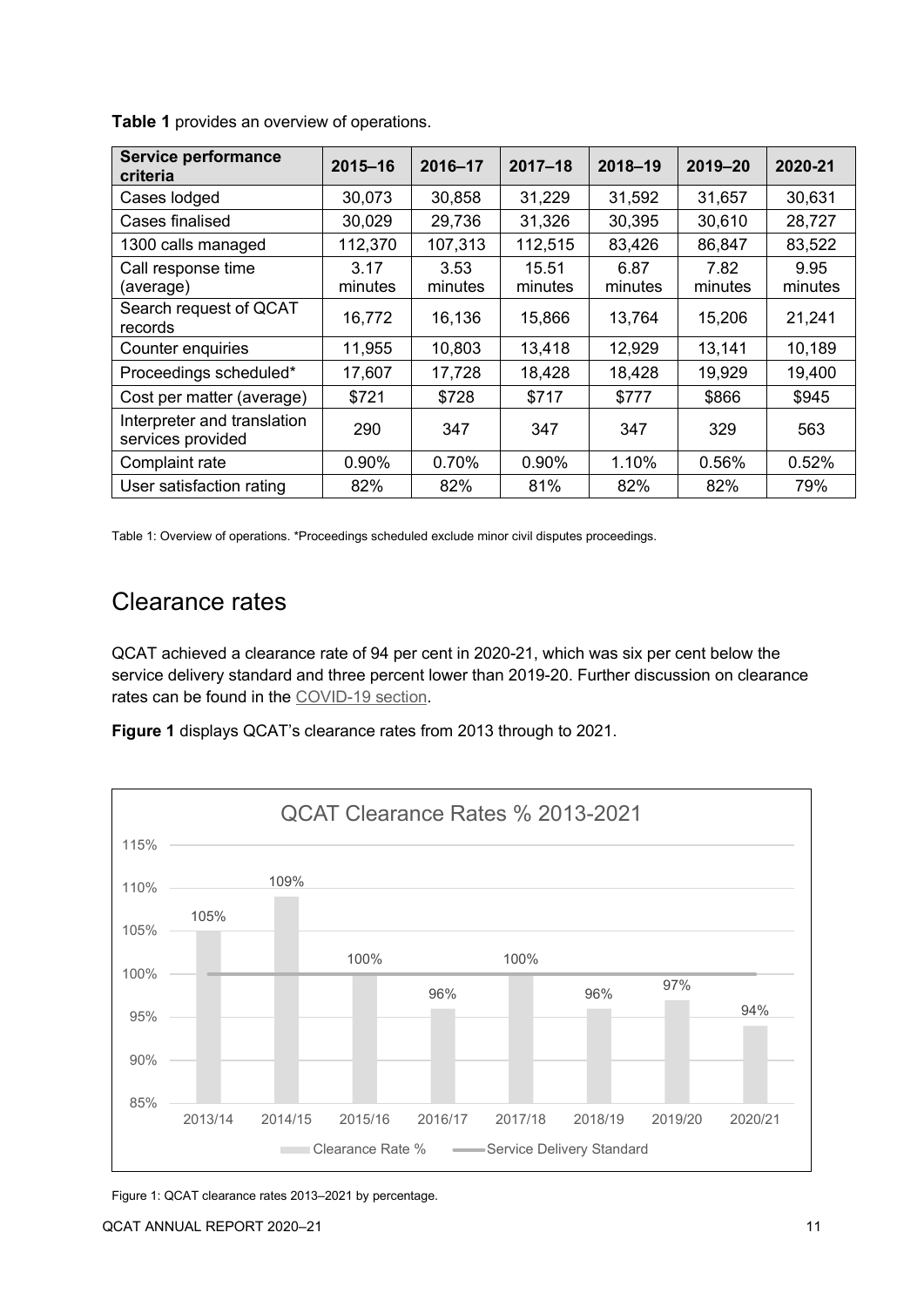**Table 1** provides an overview of operations.

| Service performance criteria | 2015–16 | 2016–17 | 2017–18 | 2018–19 | 2019–20 | 2020-21 |
|---|---|---|---|---|---|---|
| Cases lodged | 30,073 | 30,858 | 31,229 | 31,592 | 31,657 | 30,631 |
| Cases finalised | 30,029 | 29,736 | 31,326 | 30,395 | 30,610 | 28,727 |
| 1300 calls managed | 112,370 | 107,313 | 112,515 | 83,426 | 86,847 | 83,522 |
| Call response time (average) | 3.17 minutes | 3.53 minutes | 15.51 minutes | 6.87 minutes | 7.82 minutes | 9.95 minutes |
| Search request of QCAT records | 16,772 | 16,136 | 15,866 | 13,764 | 15,206 | 21,241 |
| Counter enquiries | 11,955 | 10,803 | 13,418 | 12,929 | 13,141 | 10,189 |
| Proceedings scheduled* | 17,607 | 17,728 | 18,428 | 18,428 | 19,929 | 19,400 |
| Cost per matter (average) | $721 | $728 | $717 | $777 | $866 | $945 |
| Interpreter and translation services provided | 290 | 347 | 347 | 347 | 329 | 563 |
| Complaint rate | 0.90% | 0.70% | 0.90% | 1.10% | 0.56% | 0.52% |
| User satisfaction rating | 82% | 82% | 81% | 82% | 82% | 79% |

Table 1: Overview of operations. *Proceedings scheduled exclude minor civil disputes proceedings.

## Clearance rates

QCAT achieved a clearance rate of 94 per cent in 2020-21, which was six per cent below the service delivery standard and three percent lower than 2019-20. Further discussion on clearance rates can be found in the COVID-19 section.

**Figure 1** displays QCAT's clearance rates from 2013 through to 2021.

QCAT Clearance Rates % 2013-2021

| | 2013/14 | 2014/15 | 2015/16 | 2016/17 | 2017/18 | 2018/19 | 2019/20 | 2020/21 |
|---|---|---|---|---|---|---|---|---|
| Clearance Rate % | 105% | 109% | 100% | 96% | 100% | 96% | 97% | 94% |
| Service Delivery Standard | 100% | 100% | 100% | 100% | 100% | 100% | 100% | 100% |

Figure 1: QCAT clearance rates 2013–2021 by percentage.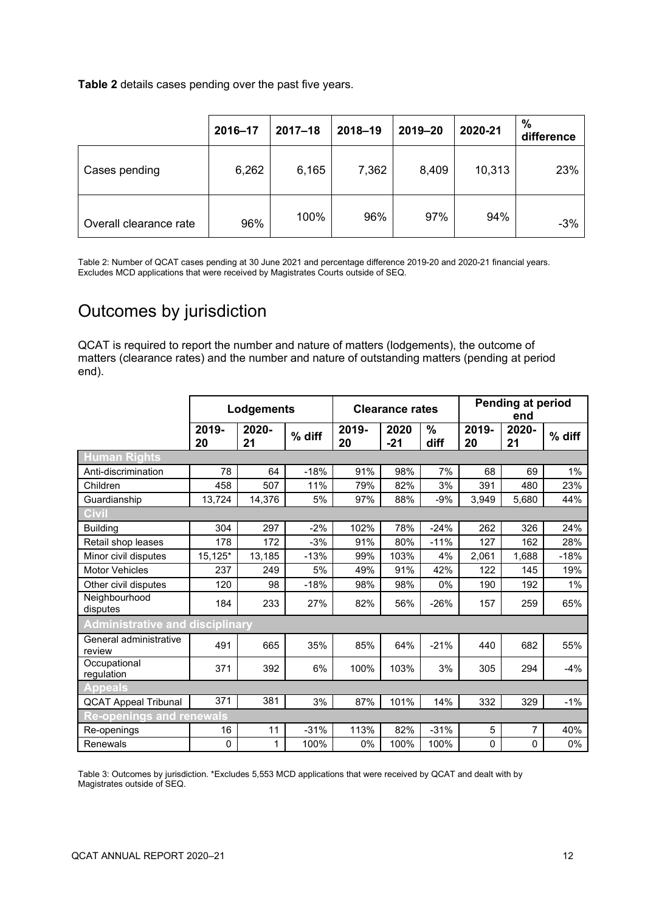**Table 2** details cases pending over the past five years.

| | 2016–17 | 2017–18 | 2018–19 | 2019–20 | 2020-21 | % difference |
|---|---|---|---|---|---|---|
| Cases pending | 6,262 | 6,165 | 7,362 | 8,409 | 10,313 | 23% |
| Overall clearance rate | 96% | 100% | 96% | 97% | 94% | -3% |

Table 2: Number of QCAT cases pending at 30 June 2021 and percentage difference 2019-20 and 2020-21 financial years. Excludes MCD applications that were received by Magistrates Courts outside of SEQ.

# Outcomes by jurisdiction

QCAT is required to report the number and nature of matters (lodgements), the outcome of matters (clearance rates) and the number and nature of outstanding matters (pending at period end).

| | Lodgements | | | Clearance rates | | | Pending at period end | | |
|---|---|---|---|---|---|---|---|---|---|
| | 2019-20 | 2020-21 | % diff | 2019-20 | 2020-21 | % diff | 2019-20 | 2020-21 | % diff |
| **Human Rights** | | | | | | | | | |
| Anti-discrimination | 78 | 64 | -18% | 91% | 98% | 7% | 68 | 69 | 1% |
| Children | 458 | 507 | 11% | 79% | 82% | 3% | 391 | 480 | 23% |
| Guardianship | 13,724 | 14,376 | 5% | 97% | 88% | -9% | 3,949 | 5,680 | 44% |
| **Civil** | | | | | | | | | |
| Building | 304 | 297 | -2% | 102% | 78% | -24% | 262 | 326 | 24% |
| Retail shop leases | 178 | 172 | -3% | 91% | 80% | -11% | 127 | 162 | 28% |
| Minor civil disputes | 15,125* | 13,185 | -13% | 99% | 103% | 4% | 2,061 | 1,688 | -18% |
| Motor Vehicles | 237 | 249 | 5% | 49% | 91% | 42% | 122 | 145 | 19% |
| Other civil disputes | 120 | 98 | -18% | 98% | 98% | 0% | 190 | 192 | 1% |
| Neighbourhood disputes | 184 | 233 | 27% | 82% | 56% | -26% | 157 | 259 | 65% |
| **Administrative and disciplinary** | | | | | | | | | |
| General administrative review | 491 | 665 | 35% | 85% | 64% | -21% | 440 | 682 | 55% |
| Occupational regulation | 371 | 392 | 6% | 100% | 103% | 3% | 305 | 294 | -4% |
| **Appeals** | | | | | | | | | |
| QCAT Appeal Tribunal | 371 | 381 | 3% | 87% | 101% | 14% | 332 | 329 | -1% |
| **Re-openings and renewals** | | | | | | | | | |
| Re-openings | 16 | 11 | -31% | 113% | 82% | -31% | 5 | 7 | 40% |
| Renewals | 0 | 1 | 100% | 0% | 100% | 100% | 0 | 0 | 0% |

Table 3: Outcomes by jurisdiction. *Excludes 5,553 MCD applications that were received by QCAT and dealt with by Magistrates outside of SEQ.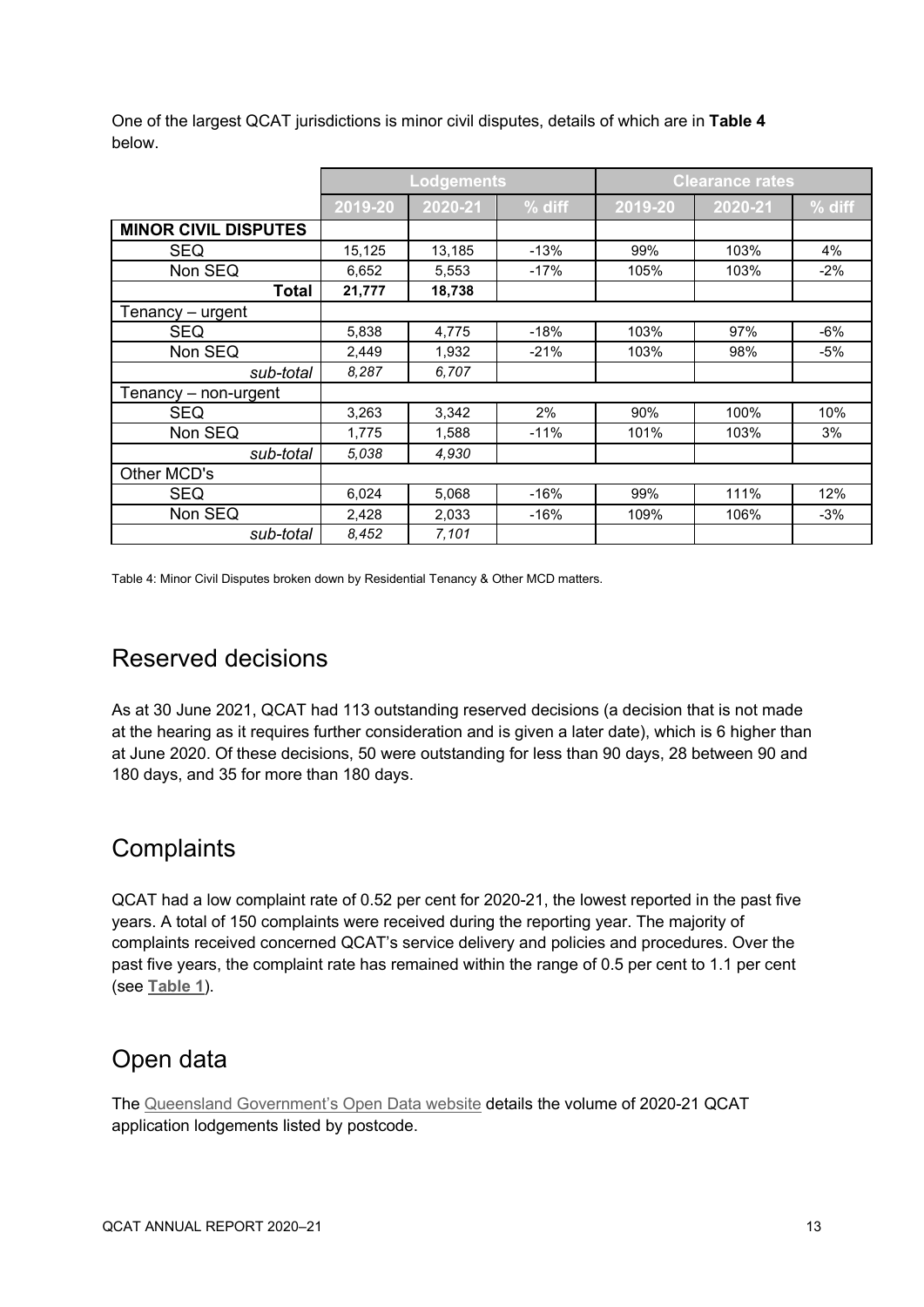One of the largest QCAT jurisdictions is minor civil disputes, details of which are in **Table 4** below.

| | Lodgements | | | Clearance rates | | |
|---|---|---|---|---|---|---|
| | 2019-20 | 2020-21 | % diff | 2019-20 | 2020-21 | % diff |
| **MINOR CIVIL DISPUTES** | | | | | | |
| SEQ | 15,125 | 13,185 | -13% | 99% | 103% | 4% |
| Non SEQ | 6,652 | 5,553 | -17% | 105% | 103% | -2% |
| **Total** | **21,777** | **18,738** | | | | |
| Tenancy – urgent | | | | | | |
| SEQ | 5,838 | 4,775 | -18% | 103% | 97% | -6% |
| Non SEQ | 2,449 | 1,932 | -21% | 103% | 98% | -5% |
| *sub-total* | *8,287* | *6,707* | | | | |
| Tenancy – non-urgent | | | | | | |
| SEQ | 3,263 | 3,342 | 2% | 90% | 100% | 10% |
| Non SEQ | 1,775 | 1,588 | -11% | 101% | 103% | 3% |
| *sub-total* | *5,038* | *4,930* | | | | |
| Other MCD's | | | | | | |
| SEQ | 6,024 | 5,068 | -16% | 99% | 111% | 12% |
| Non SEQ | 2,428 | 2,033 | -16% | 109% | 106% | -3% |
| *sub-total* | *8,452* | *7,101* | | | | |

Table 4: Minor Civil Disputes broken down by Residential Tenancy & Other MCD matters.

## Reserved decisions

As at 30 June 2021, QCAT had 113 outstanding reserved decisions (a decision that is not made at the hearing as it requires further consideration and is given a later date), which is 6 higher than at June 2020. Of these decisions, 50 were outstanding for less than 90 days, 28 between 90 and 180 days, and 35 for more than 180 days.

## Complaints

QCAT had a low complaint rate of 0.52 per cent for 2020-21, the lowest reported in the past five years. A total of 150 complaints were received during the reporting year. The majority of complaints received concerned QCAT's service delivery and policies and procedures. Over the past five years, the complaint rate has remained within the range of 0.5 per cent to 1.1 per cent (see **Table 1**).

## Open data

The Queensland Government's Open Data website details the volume of 2020-21 QCAT application lodgements listed by postcode.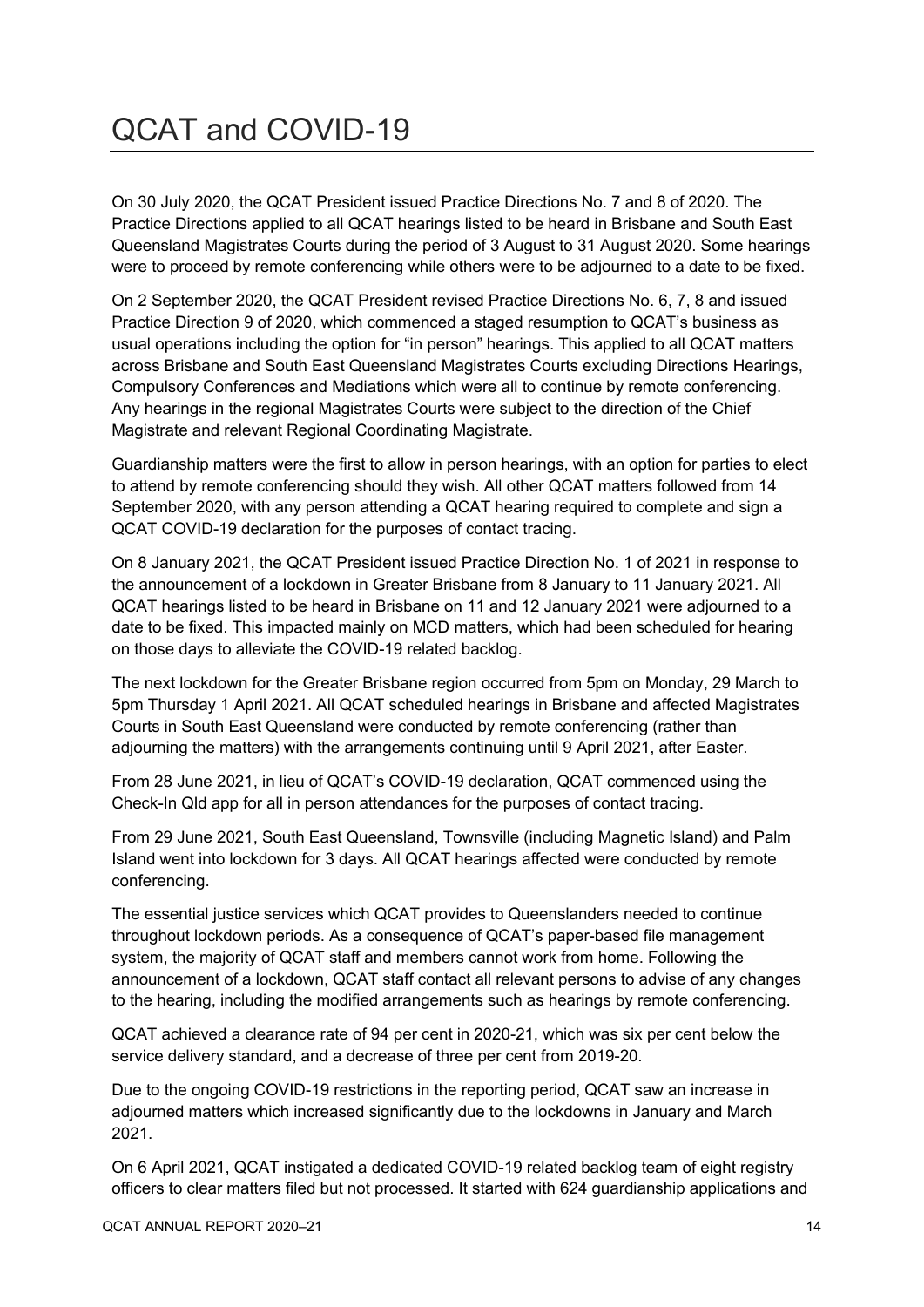# QCAT and COVID-19

On 30 July 2020, the QCAT President issued Practice Directions No. 7 and 8 of 2020. The Practice Directions applied to all QCAT hearings listed to be heard in Brisbane and South East Queensland Magistrates Courts during the period of 3 August to 31 August 2020. Some hearings were to proceed by remote conferencing while others were to be adjourned to a date to be fixed.

On 2 September 2020, the QCAT President revised Practice Directions No. 6, 7, 8 and issued Practice Direction 9 of 2020, which commenced a staged resumption to QCAT's business as usual operations including the option for "in person" hearings. This applied to all QCAT matters across Brisbane and South East Queensland Magistrates Courts excluding Directions Hearings, Compulsory Conferences and Mediations which were all to continue by remote conferencing. Any hearings in the regional Magistrates Courts were subject to the direction of the Chief Magistrate and relevant Regional Coordinating Magistrate.

Guardianship matters were the first to allow in person hearings, with an option for parties to elect to attend by remote conferencing should they wish. All other QCAT matters followed from 14 September 2020, with any person attending a QCAT hearing required to complete and sign a QCAT COVID-19 declaration for the purposes of contact tracing.

On 8 January 2021, the QCAT President issued Practice Direction No. 1 of 2021 in response to the announcement of a lockdown in Greater Brisbane from 8 January to 11 January 2021. All QCAT hearings listed to be heard in Brisbane on 11 and 12 January 2021 were adjourned to a date to be fixed. This impacted mainly on MCD matters, which had been scheduled for hearing on those days to alleviate the COVID-19 related backlog.

The next lockdown for the Greater Brisbane region occurred from 5pm on Monday, 29 March to 5pm Thursday 1 April 2021. All QCAT scheduled hearings in Brisbane and affected Magistrates Courts in South East Queensland were conducted by remote conferencing (rather than adjourning the matters) with the arrangements continuing until 9 April 2021, after Easter.

From 28 June 2021, in lieu of QCAT's COVID-19 declaration, QCAT commenced using the Check-In Qld app for all in person attendances for the purposes of contact tracing.

From 29 June 2021, South East Queensland, Townsville (including Magnetic Island) and Palm Island went into lockdown for 3 days. All QCAT hearings affected were conducted by remote conferencing.

The essential justice services which QCAT provides to Queenslanders needed to continue throughout lockdown periods. As a consequence of QCAT's paper-based file management system, the majority of QCAT staff and members cannot work from home. Following the announcement of a lockdown, QCAT staff contact all relevant persons to advise of any changes to the hearing, including the modified arrangements such as hearings by remote conferencing.

QCAT achieved a clearance rate of 94 per cent in 2020-21, which was six per cent below the service delivery standard, and a decrease of three per cent from 2019-20.

Due to the ongoing COVID-19 restrictions in the reporting period, QCAT saw an increase in adjourned matters which increased significantly due to the lockdowns in January and March 2021.

On 6 April 2021, QCAT instigated a dedicated COVID-19 related backlog team of eight registry officers to clear matters filed but not processed. It started with 624 guardianship applications and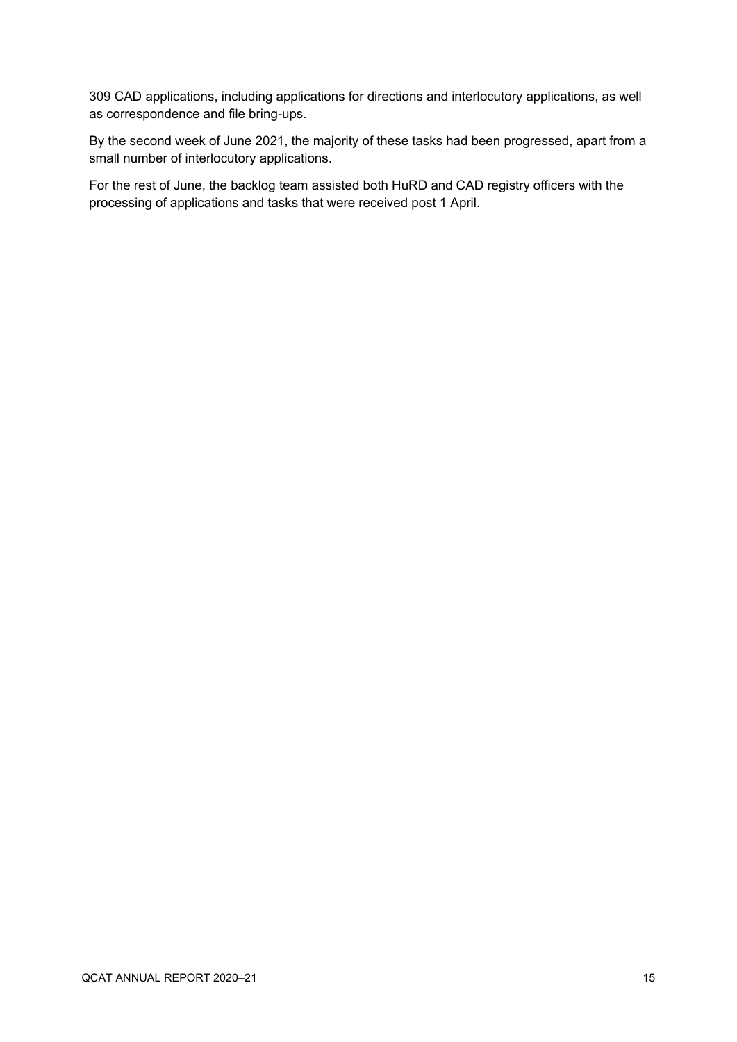309 CAD applications, including applications for directions and interlocutory applications, as well as correspondence and file bring-ups.

By the second week of June 2021, the majority of these tasks had been progressed, apart from a small number of interlocutory applications.

For the rest of June, the backlog team assisted both HuRD and CAD registry officers with the processing of applications and tasks that were received post 1 April.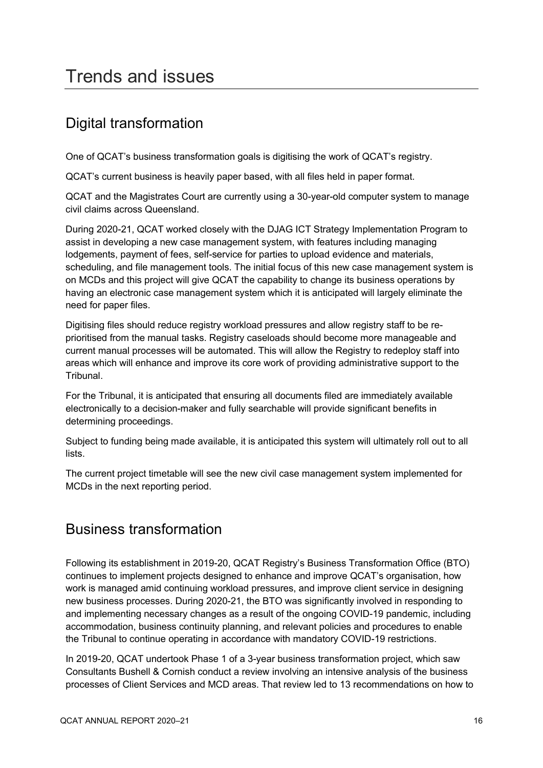# Trends and issues

## Digital transformation

One of QCAT's business transformation goals is digitising the work of QCAT's registry.

QCAT's current business is heavily paper based, with all files held in paper format.

QCAT and the Magistrates Court are currently using a 30-year-old computer system to manage civil claims across Queensland.

During 2020-21, QCAT worked closely with the DJAG ICT Strategy Implementation Program to assist in developing a new case management system, with features including managing lodgements, payment of fees, self-service for parties to upload evidence and materials, scheduling, and file management tools. The initial focus of this new case management system is on MCDs and this project will give QCAT the capability to change its business operations by having an electronic case management system which it is anticipated will largely eliminate the need for paper files.

Digitising files should reduce registry workload pressures and allow registry staff to be re-prioritised from the manual tasks. Registry caseloads should become more manageable and current manual processes will be automated. This will allow the Registry to redeploy staff into areas which will enhance and improve its core work of providing administrative support to the Tribunal.

For the Tribunal, it is anticipated that ensuring all documents filed are immediately available electronically to a decision-maker and fully searchable will provide significant benefits in determining proceedings.

Subject to funding being made available, it is anticipated this system will ultimately roll out to all lists.

The current project timetable will see the new civil case management system implemented for MCDs in the next reporting period.

## Business transformation

Following its establishment in 2019-20, QCAT Registry's Business Transformation Office (BTO) continues to implement projects designed to enhance and improve QCAT's organisation, how work is managed amid continuing workload pressures, and improve client service in designing new business processes. During 2020-21, the BTO was significantly involved in responding to and implementing necessary changes as a result of the ongoing COVID-19 pandemic, including accommodation, business continuity planning, and relevant policies and procedures to enable the Tribunal to continue operating in accordance with mandatory COVID-19 restrictions.

In 2019-20, QCAT undertook Phase 1 of a 3-year business transformation project, which saw Consultants Bushell & Cornish conduct a review involving an intensive analysis of the business processes of Client Services and MCD areas. That review led to 13 recommendations on how to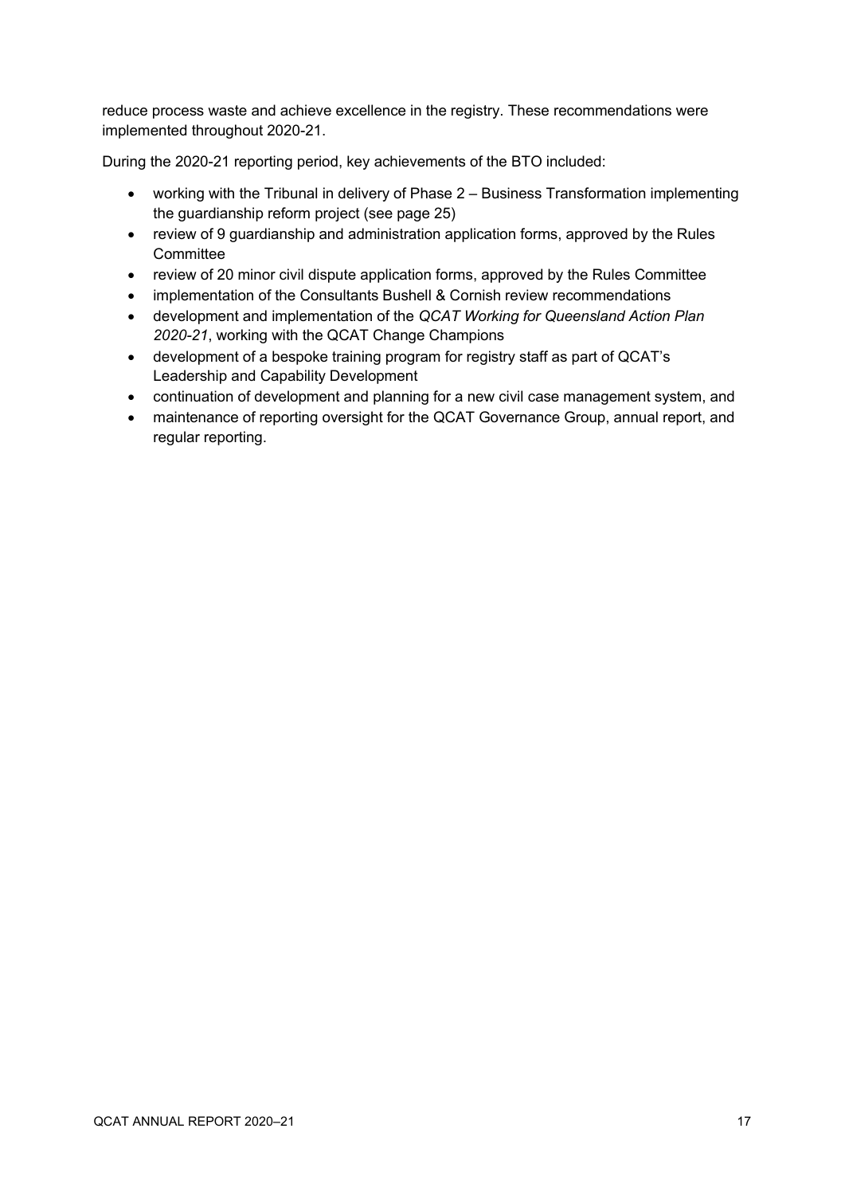reduce process waste and achieve excellence in the registry. These recommendations were implemented throughout 2020-21.

During the 2020-21 reporting period, key achievements of the BTO included:

- working with the Tribunal in delivery of Phase 2 – Business Transformation implementing the guardianship reform project (see page 25)
- review of 9 guardianship and administration application forms, approved by the Rules Committee
- review of 20 minor civil dispute application forms, approved by the Rules Committee
- implementation of the Consultants Bushell & Cornish review recommendations
- development and implementation of the *QCAT Working for Queensland Action Plan 2020-21*, working with the QCAT Change Champions
- development of a bespoke training program for registry staff as part of QCAT's Leadership and Capability Development
- continuation of development and planning for a new civil case management system, and
- maintenance of reporting oversight for the QCAT Governance Group, annual report, and regular reporting.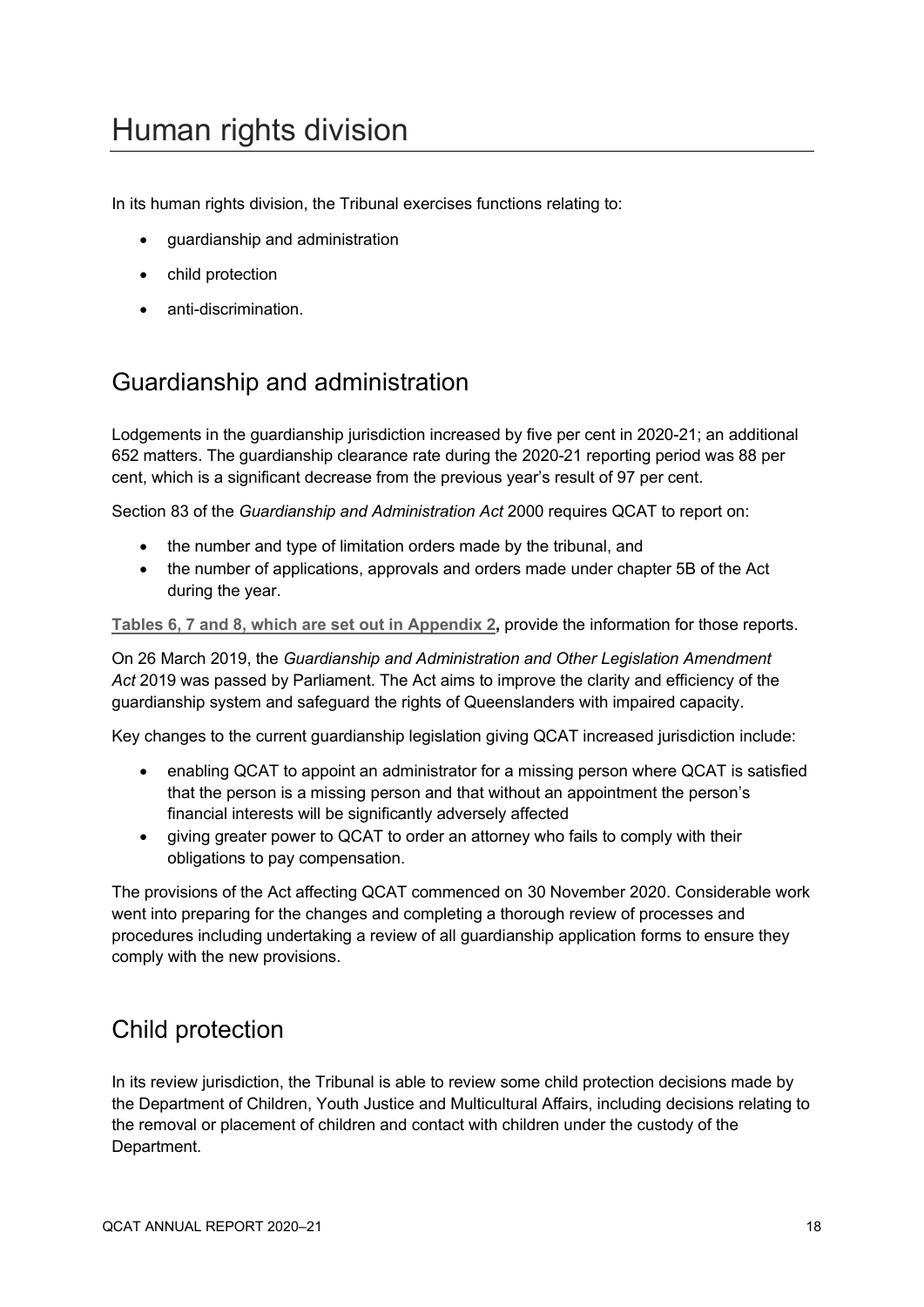# Human rights division

In its human rights division, the Tribunal exercises functions relating to:

- guardianship and administration
- child protection
- anti-discrimination.

## Guardianship and administration

Lodgements in the guardianship jurisdiction increased by five per cent in 2020-21; an additional 652 matters. The guardianship clearance rate during the 2020-21 reporting period was 88 per cent, which is a significant decrease from the previous year's result of 97 per cent.

Section 83 of the *Guardianship and Administration Act* 2000 requires QCAT to report on:

- the number and type of limitation orders made by the tribunal, and
- the number of applications, approvals and orders made under chapter 5B of the Act during the year.

**Tables 6, 7 and 8, which are set out in Appendix 2,** provide the information for those reports.

On 26 March 2019, the *Guardianship and Administration and Other Legislation Amendment Act* 2019 was passed by Parliament. The Act aims to improve the clarity and efficiency of the guardianship system and safeguard the rights of Queenslanders with impaired capacity.

Key changes to the current guardianship legislation giving QCAT increased jurisdiction include:

- enabling QCAT to appoint an administrator for a missing person where QCAT is satisfied that the person is a missing person and that without an appointment the person's financial interests will be significantly adversely affected
- giving greater power to QCAT to order an attorney who fails to comply with their obligations to pay compensation.

The provisions of the Act affecting QCAT commenced on 30 November 2020. Considerable work went into preparing for the changes and completing a thorough review of processes and procedures including undertaking a review of all guardianship application forms to ensure they comply with the new provisions.

## Child protection

In its review jurisdiction, the Tribunal is able to review some child protection decisions made by the Department of Children, Youth Justice and Multicultural Affairs, including decisions relating to the removal or placement of children and contact with children under the custody of the Department.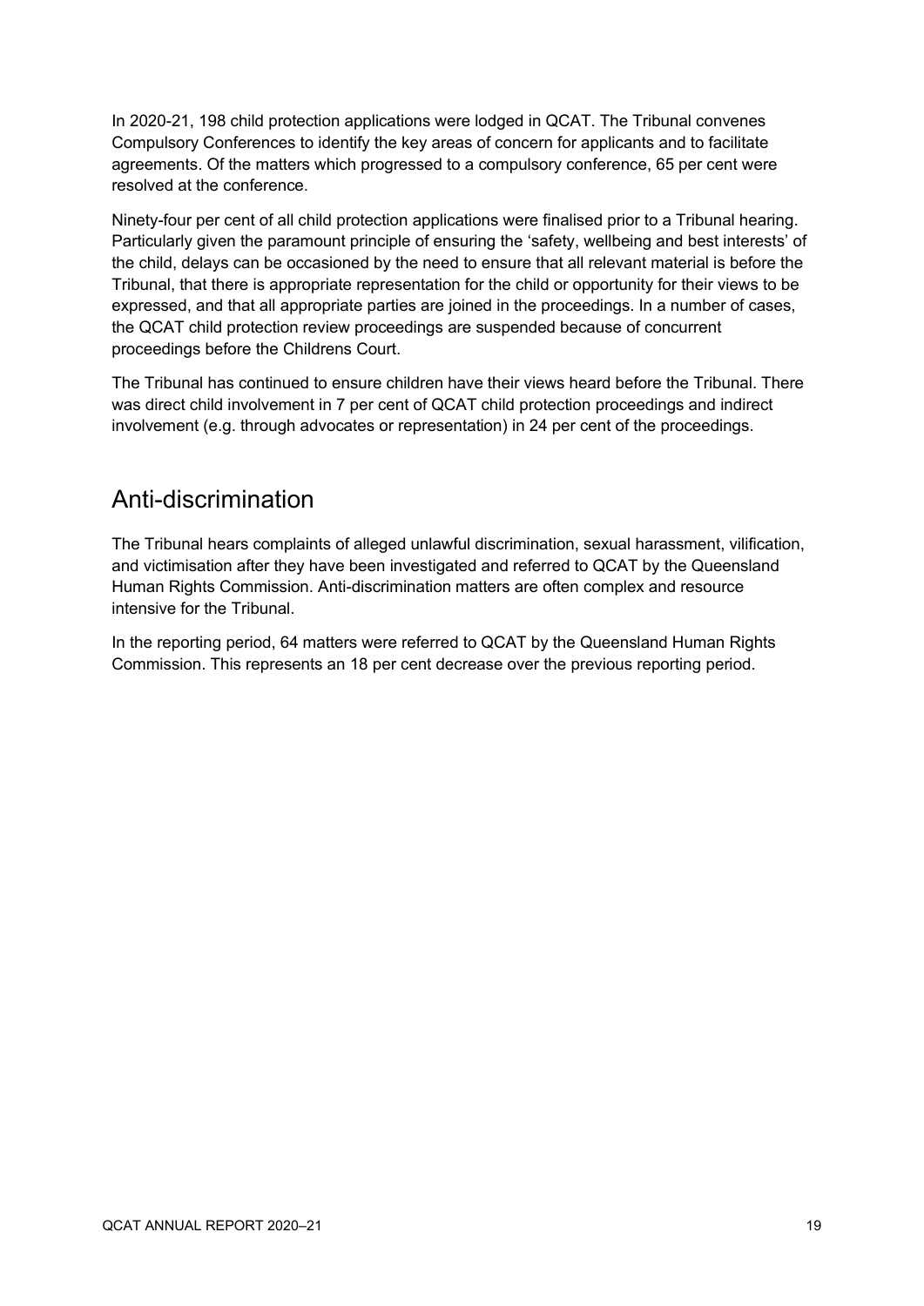In 2020-21, 198 child protection applications were lodged in QCAT. The Tribunal convenes Compulsory Conferences to identify the key areas of concern for applicants and to facilitate agreements. Of the matters which progressed to a compulsory conference, 65 per cent were resolved at the conference.

Ninety-four per cent of all child protection applications were finalised prior to a Tribunal hearing. Particularly given the paramount principle of ensuring the 'safety, wellbeing and best interests' of the child, delays can be occasioned by the need to ensure that all relevant material is before the Tribunal, that there is appropriate representation for the child or opportunity for their views to be expressed, and that all appropriate parties are joined in the proceedings. In a number of cases, the QCAT child protection review proceedings are suspended because of concurrent proceedings before the Childrens Court.

The Tribunal has continued to ensure children have their views heard before the Tribunal. There was direct child involvement in 7 per cent of QCAT child protection proceedings and indirect involvement (e.g. through advocates or representation) in 24 per cent of the proceedings.

## Anti-discrimination

The Tribunal hears complaints of alleged unlawful discrimination, sexual harassment, vilification, and victimisation after they have been investigated and referred to QCAT by the Queensland Human Rights Commission. Anti-discrimination matters are often complex and resource intensive for the Tribunal.

In the reporting period, 64 matters were referred to QCAT by the Queensland Human Rights Commission. This represents an 18 per cent decrease over the previous reporting period.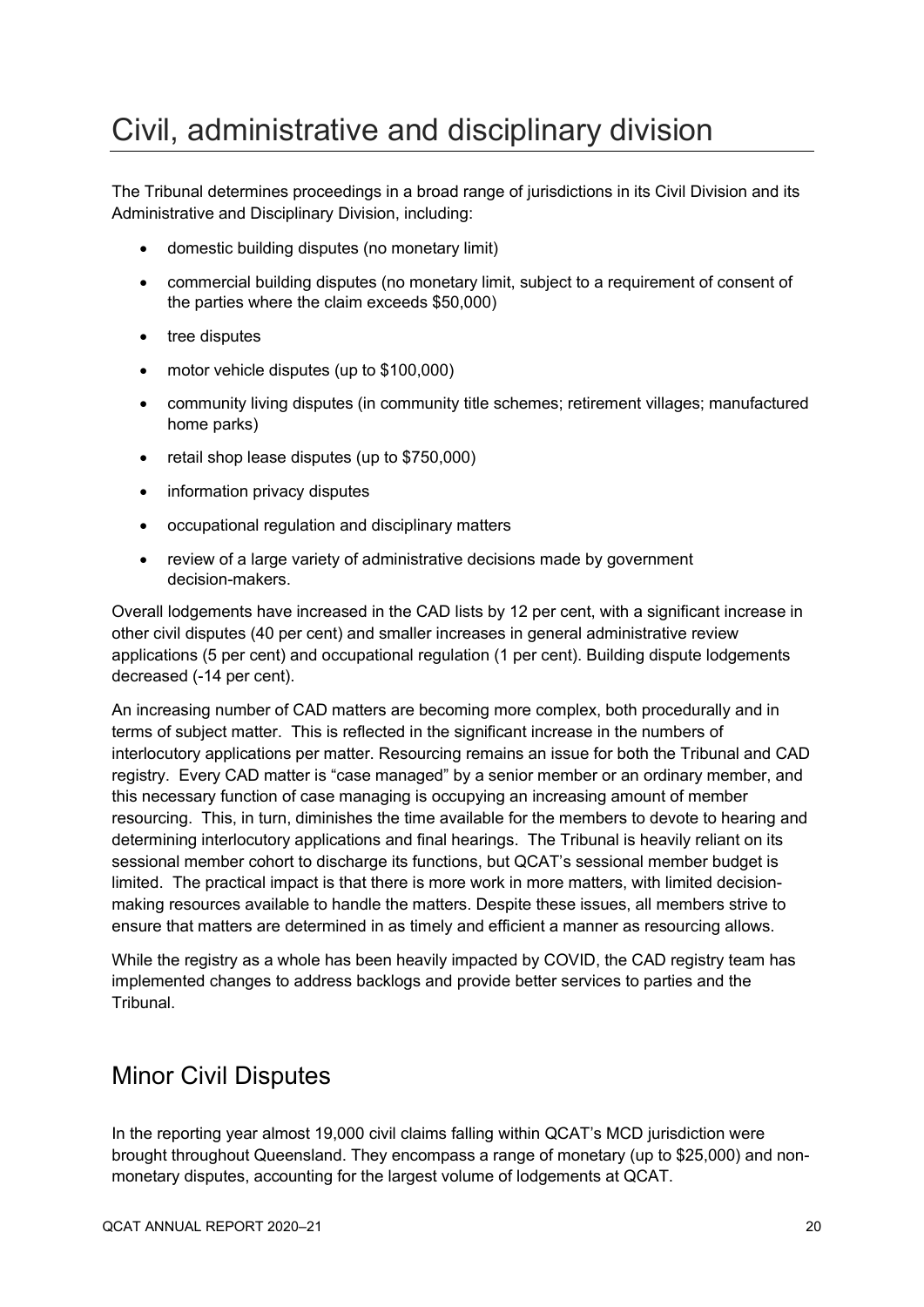# Civil, administrative and disciplinary division

The Tribunal determines proceedings in a broad range of jurisdictions in its Civil Division and its Administrative and Disciplinary Division, including:

- domestic building disputes (no monetary limit)
- commercial building disputes (no monetary limit, subject to a requirement of consent of the parties where the claim exceeds $50,000)
- tree disputes
- motor vehicle disputes (up to $100,000)
- community living disputes (in community title schemes; retirement villages; manufactured home parks)
- retail shop lease disputes (up to $750,000)
- information privacy disputes
- occupational regulation and disciplinary matters
- review of a large variety of administrative decisions made by government decision-makers.

Overall lodgements have increased in the CAD lists by 12 per cent, with a significant increase in other civil disputes (40 per cent) and smaller increases in general administrative review applications (5 per cent) and occupational regulation (1 per cent). Building dispute lodgements decreased (-14 per cent).

An increasing number of CAD matters are becoming more complex, both procedurally and in terms of subject matter. This is reflected in the significant increase in the numbers of interlocutory applications per matter. Resourcing remains an issue for both the Tribunal and CAD registry. Every CAD matter is "case managed" by a senior member or an ordinary member, and this necessary function of case managing is occupying an increasing amount of member resourcing. This, in turn, diminishes the time available for the members to devote to hearing and determining interlocutory applications and final hearings. The Tribunal is heavily reliant on its sessional member cohort to discharge its functions, but QCAT's sessional member budget is limited. The practical impact is that there is more work in more matters, with limited decision-making resources available to handle the matters. Despite these issues, all members strive to ensure that matters are determined in as timely and efficient a manner as resourcing allows.

While the registry as a whole has been heavily impacted by COVID, the CAD registry team has implemented changes to address backlogs and provide better services to parties and the Tribunal.

## Minor Civil Disputes

In the reporting year almost 19,000 civil claims falling within QCAT's MCD jurisdiction were brought throughout Queensland. They encompass a range of monetary (up to $25,000) and non-monetary disputes, accounting for the largest volume of lodgements at QCAT.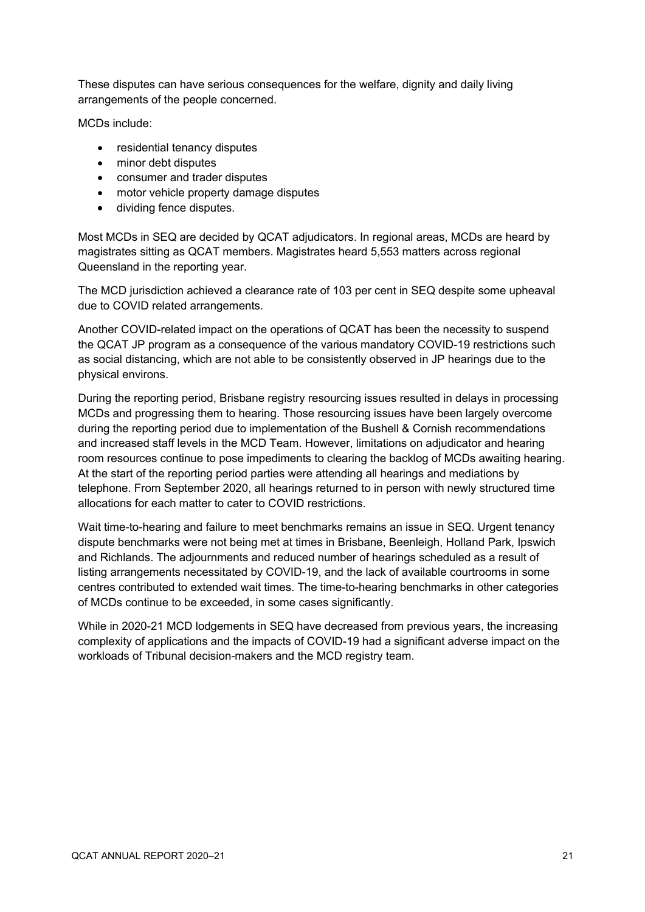These disputes can have serious consequences for the welfare, dignity and daily living arrangements of the people concerned.

MCDs include:

- residential tenancy disputes
- minor debt disputes
- consumer and trader disputes
- motor vehicle property damage disputes
- dividing fence disputes.

Most MCDs in SEQ are decided by QCAT adjudicators. In regional areas, MCDs are heard by magistrates sitting as QCAT members. Magistrates heard 5,553 matters across regional Queensland in the reporting year.

The MCD jurisdiction achieved a clearance rate of 103 per cent in SEQ despite some upheaval due to COVID related arrangements.

Another COVID-related impact on the operations of QCAT has been the necessity to suspend the QCAT JP program as a consequence of the various mandatory COVID-19 restrictions such as social distancing, which are not able to be consistently observed in JP hearings due to the physical environs.

During the reporting period, Brisbane registry resourcing issues resulted in delays in processing MCDs and progressing them to hearing. Those resourcing issues have been largely overcome during the reporting period due to implementation of the Bushell & Cornish recommendations and increased staff levels in the MCD Team. However, limitations on adjudicator and hearing room resources continue to pose impediments to clearing the backlog of MCDs awaiting hearing. At the start of the reporting period parties were attending all hearings and mediations by telephone. From September 2020, all hearings returned to in person with newly structured time allocations for each matter to cater to COVID restrictions.

Wait time-to-hearing and failure to meet benchmarks remains an issue in SEQ. Urgent tenancy dispute benchmarks were not being met at times in Brisbane, Beenleigh, Holland Park, Ipswich and Richlands. The adjournments and reduced number of hearings scheduled as a result of listing arrangements necessitated by COVID-19, and the lack of available courtrooms in some centres contributed to extended wait times. The time-to-hearing benchmarks in other categories of MCDs continue to be exceeded, in some cases significantly.

While in 2020-21 MCD lodgements in SEQ have decreased from previous years, the increasing complexity of applications and the impacts of COVID-19 had a significant adverse impact on the workloads of Tribunal decision-makers and the MCD registry team.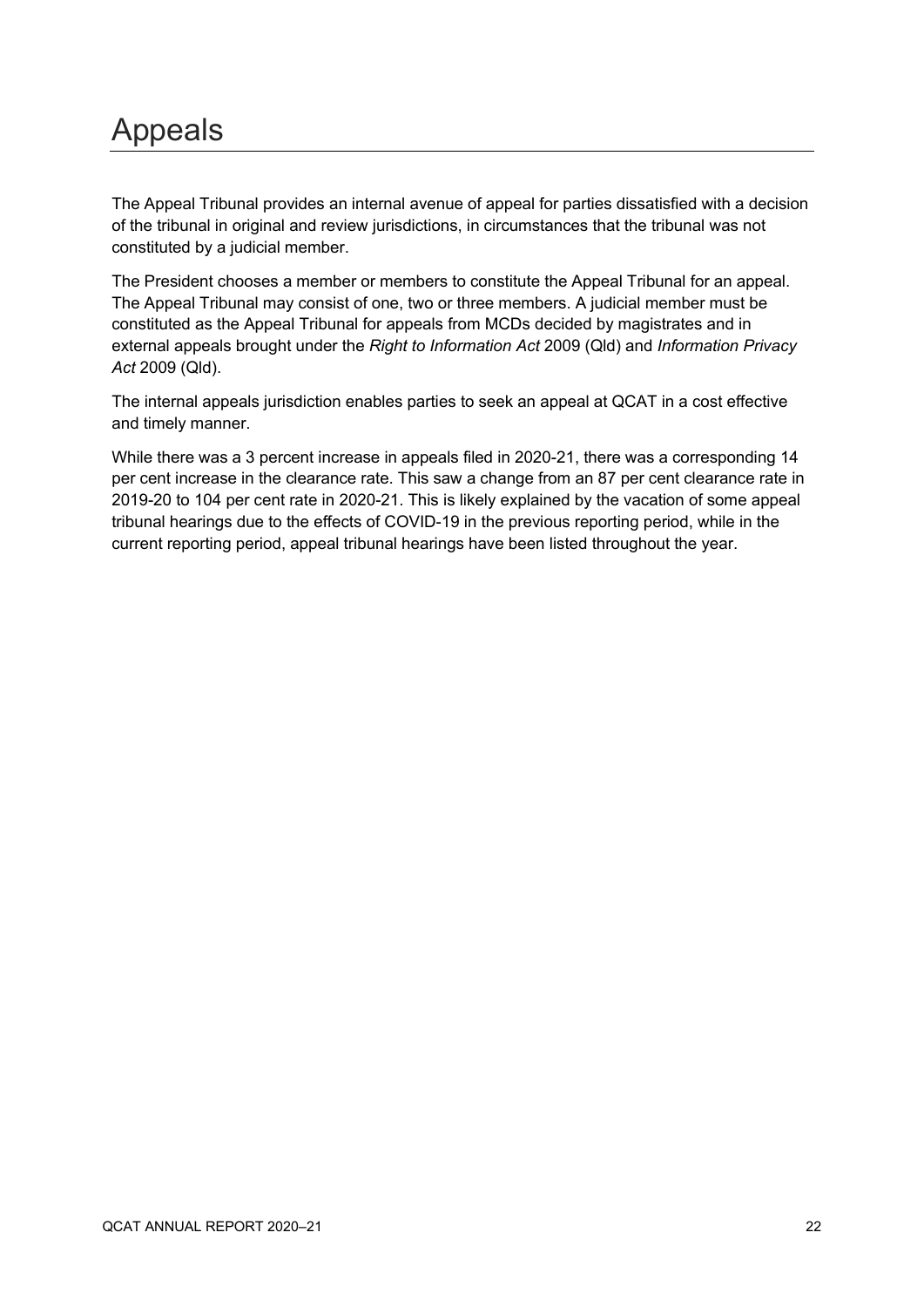# Appeals

The Appeal Tribunal provides an internal avenue of appeal for parties dissatisfied with a decision of the tribunal in original and review jurisdictions, in circumstances that the tribunal was not constituted by a judicial member.

The President chooses a member or members to constitute the Appeal Tribunal for an appeal. The Appeal Tribunal may consist of one, two or three members. A judicial member must be constituted as the Appeal Tribunal for appeals from MCDs decided by magistrates and in external appeals brought under the *Right to Information Act* 2009 (Qld) and *Information Privacy Act* 2009 (Qld).

The internal appeals jurisdiction enables parties to seek an appeal at QCAT in a cost effective and timely manner.

While there was a 3 percent increase in appeals filed in 2020-21, there was a corresponding 14 per cent increase in the clearance rate. This saw a change from an 87 per cent clearance rate in 2019-20 to 104 per cent rate in 2020-21. This is likely explained by the vacation of some appeal tribunal hearings due to the effects of COVID-19 in the previous reporting period, while in the current reporting period, appeal tribunal hearings have been listed throughout the year.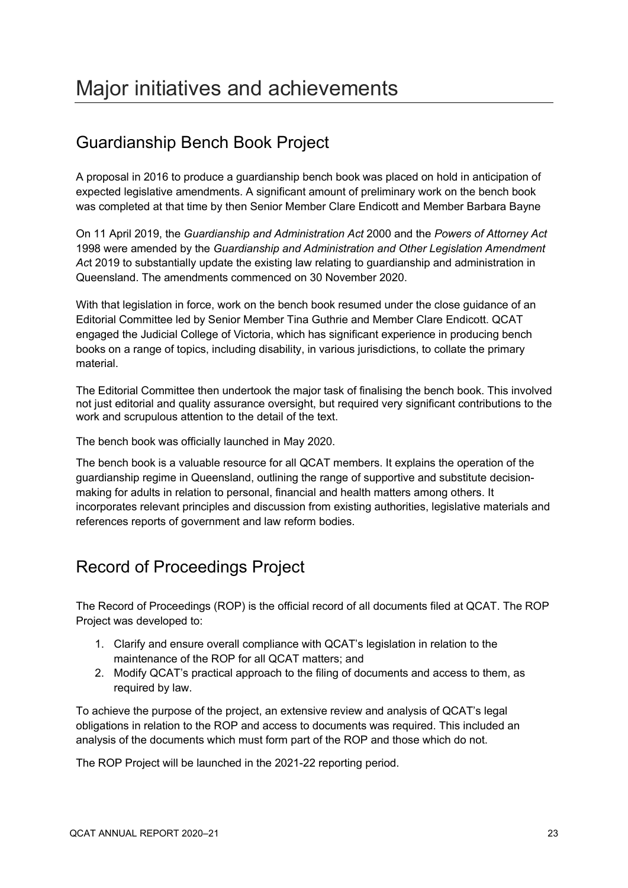# Major initiatives and achievements

## Guardianship Bench Book Project

A proposal in 2016 to produce a guardianship bench book was placed on hold in anticipation of expected legislative amendments. A significant amount of preliminary work on the bench book was completed at that time by then Senior Member Clare Endicott and Member Barbara Bayne

On 11 April 2019, the *Guardianship and Administration Act* 2000 and the *Powers of Attorney Act* 1998 were amended by the *Guardianship and Administration and Other Legislation Amendment Act* 2019 to substantially update the existing law relating to guardianship and administration in Queensland. The amendments commenced on 30 November 2020.

With that legislation in force, work on the bench book resumed under the close guidance of an Editorial Committee led by Senior Member Tina Guthrie and Member Clare Endicott. QCAT engaged the Judicial College of Victoria, which has significant experience in producing bench books on a range of topics, including disability, in various jurisdictions, to collate the primary material.

The Editorial Committee then undertook the major task of finalising the bench book. This involved not just editorial and quality assurance oversight, but required very significant contributions to the work and scrupulous attention to the detail of the text.

The bench book was officially launched in May 2020.

The bench book is a valuable resource for all QCAT members. It explains the operation of the guardianship regime in Queensland, outlining the range of supportive and substitute decision-making for adults in relation to personal, financial and health matters among others. It incorporates relevant principles and discussion from existing authorities, legislative materials and references reports of government and law reform bodies.

## Record of Proceedings Project

The Record of Proceedings (ROP) is the official record of all documents filed at QCAT. The ROP Project was developed to:

1. Clarify and ensure overall compliance with QCAT's legislation in relation to the maintenance of the ROP for all QCAT matters; and
2. Modify QCAT's practical approach to the filing of documents and access to them, as required by law.

To achieve the purpose of the project, an extensive review and analysis of QCAT's legal obligations in relation to the ROP and access to documents was required. This included an analysis of the documents which must form part of the ROP and those which do not.

The ROP Project will be launched in the 2021-22 reporting period.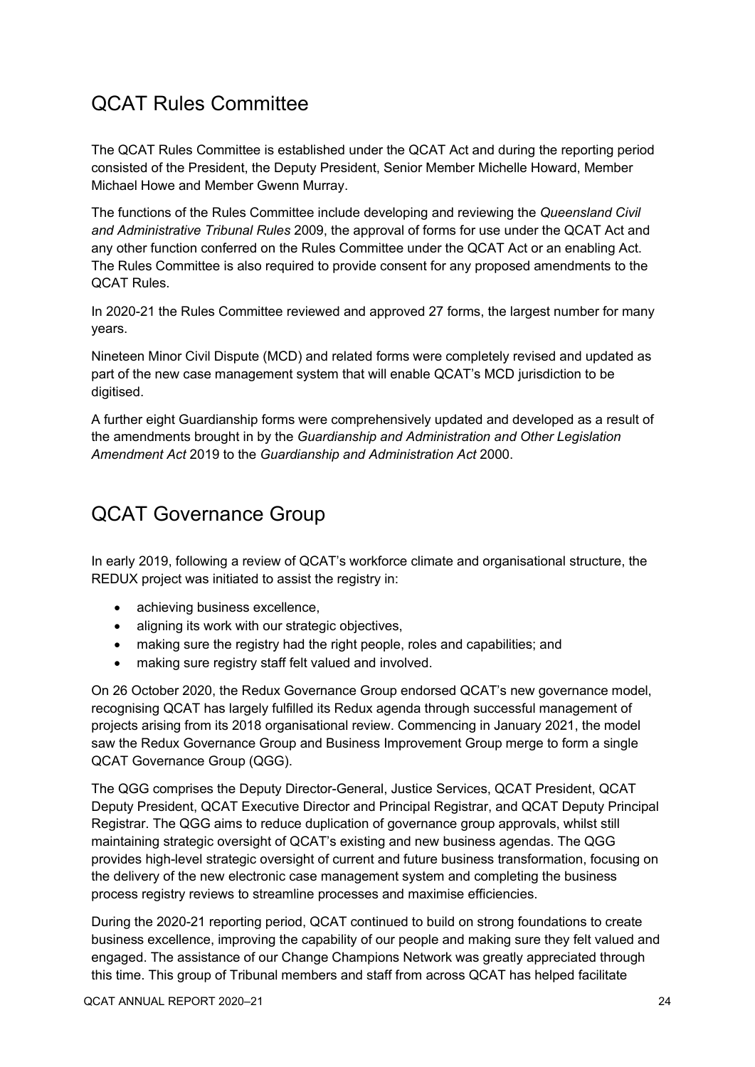## QCAT Rules Committee

The QCAT Rules Committee is established under the QCAT Act and during the reporting period consisted of the President, the Deputy President, Senior Member Michelle Howard, Member Michael Howe and Member Gwenn Murray.

The functions of the Rules Committee include developing and reviewing the *Queensland Civil and Administrative Tribunal Rules* 2009, the approval of forms for use under the QCAT Act and any other function conferred on the Rules Committee under the QCAT Act or an enabling Act. The Rules Committee is also required to provide consent for any proposed amendments to the QCAT Rules.

In 2020-21 the Rules Committee reviewed and approved 27 forms, the largest number for many years.

Nineteen Minor Civil Dispute (MCD) and related forms were completely revised and updated as part of the new case management system that will enable QCAT's MCD jurisdiction to be digitised.

A further eight Guardianship forms were comprehensively updated and developed as a result of the amendments brought in by the *Guardianship and Administration and Other Legislation Amendment Act* 2019 to the *Guardianship and Administration Act* 2000.

## QCAT Governance Group

In early 2019, following a review of QCAT's workforce climate and organisational structure, the REDUX project was initiated to assist the registry in:

- achieving business excellence,
- aligning its work with our strategic objectives,
- making sure the registry had the right people, roles and capabilities; and
- making sure registry staff felt valued and involved.

On 26 October 2020, the Redux Governance Group endorsed QCAT's new governance model, recognising QCAT has largely fulfilled its Redux agenda through successful management of projects arising from its 2018 organisational review. Commencing in January 2021, the model saw the Redux Governance Group and Business Improvement Group merge to form a single QCAT Governance Group (QGG).

The QGG comprises the Deputy Director-General, Justice Services, QCAT President, QCAT Deputy President, QCAT Executive Director and Principal Registrar, and QCAT Deputy Principal Registrar. The QGG aims to reduce duplication of governance group approvals, whilst still maintaining strategic oversight of QCAT's existing and new business agendas. The QGG provides high-level strategic oversight of current and future business transformation, focusing on the delivery of the new electronic case management system and completing the business process registry reviews to streamline processes and maximise efficiencies.

During the 2020-21 reporting period, QCAT continued to build on strong foundations to create business excellence, improving the capability of our people and making sure they felt valued and engaged. The assistance of our Change Champions Network was greatly appreciated through this time. This group of Tribunal members and staff from across QCAT has helped facilitate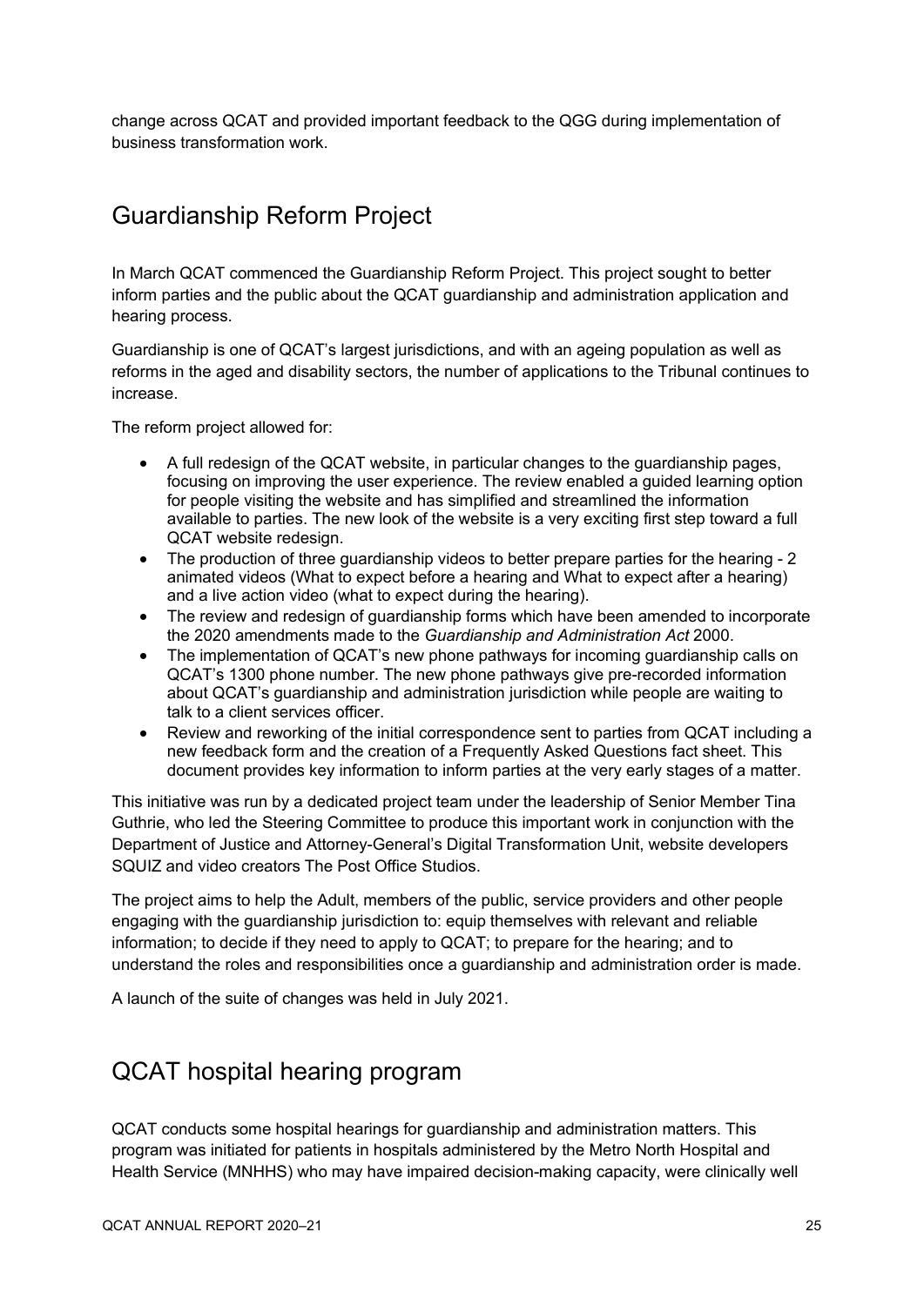change across QCAT and provided important feedback to the QGG during implementation of business transformation work.

## Guardianship Reform Project

In March QCAT commenced the Guardianship Reform Project. This project sought to better inform parties and the public about the QCAT guardianship and administration application and hearing process.

Guardianship is one of QCAT's largest jurisdictions, and with an ageing population as well as reforms in the aged and disability sectors, the number of applications to the Tribunal continues to increase.

The reform project allowed for:

- A full redesign of the QCAT website, in particular changes to the guardianship pages, focusing on improving the user experience. The review enabled a guided learning option for people visiting the website and has simplified and streamlined the information available to parties. The new look of the website is a very exciting first step toward a full QCAT website redesign.
- The production of three guardianship videos to better prepare parties for the hearing - 2 animated videos (What to expect before a hearing and What to expect after a hearing) and a live action video (what to expect during the hearing).
- The review and redesign of guardianship forms which have been amended to incorporate the 2020 amendments made to the *Guardianship and Administration Act* 2000.
- The implementation of QCAT's new phone pathways for incoming guardianship calls on QCAT's 1300 phone number. The new phone pathways give pre-recorded information about QCAT's guardianship and administration jurisdiction while people are waiting to talk to a client services officer.
- Review and reworking of the initial correspondence sent to parties from QCAT including a new feedback form and the creation of a Frequently Asked Questions fact sheet. This document provides key information to inform parties at the very early stages of a matter.

This initiative was run by a dedicated project team under the leadership of Senior Member Tina Guthrie, who led the Steering Committee to produce this important work in conjunction with the Department of Justice and Attorney-General's Digital Transformation Unit, website developers SQUIZ and video creators The Post Office Studios.

The project aims to help the Adult, members of the public, service providers and other people engaging with the guardianship jurisdiction to: equip themselves with relevant and reliable information; to decide if they need to apply to QCAT; to prepare for the hearing; and to understand the roles and responsibilities once a guardianship and administration order is made.

A launch of the suite of changes was held in July 2021.

## QCAT hospital hearing program

QCAT conducts some hospital hearings for guardianship and administration matters. This program was initiated for patients in hospitals administered by the Metro North Hospital and Health Service (MNHHS) who may have impaired decision-making capacity, were clinically well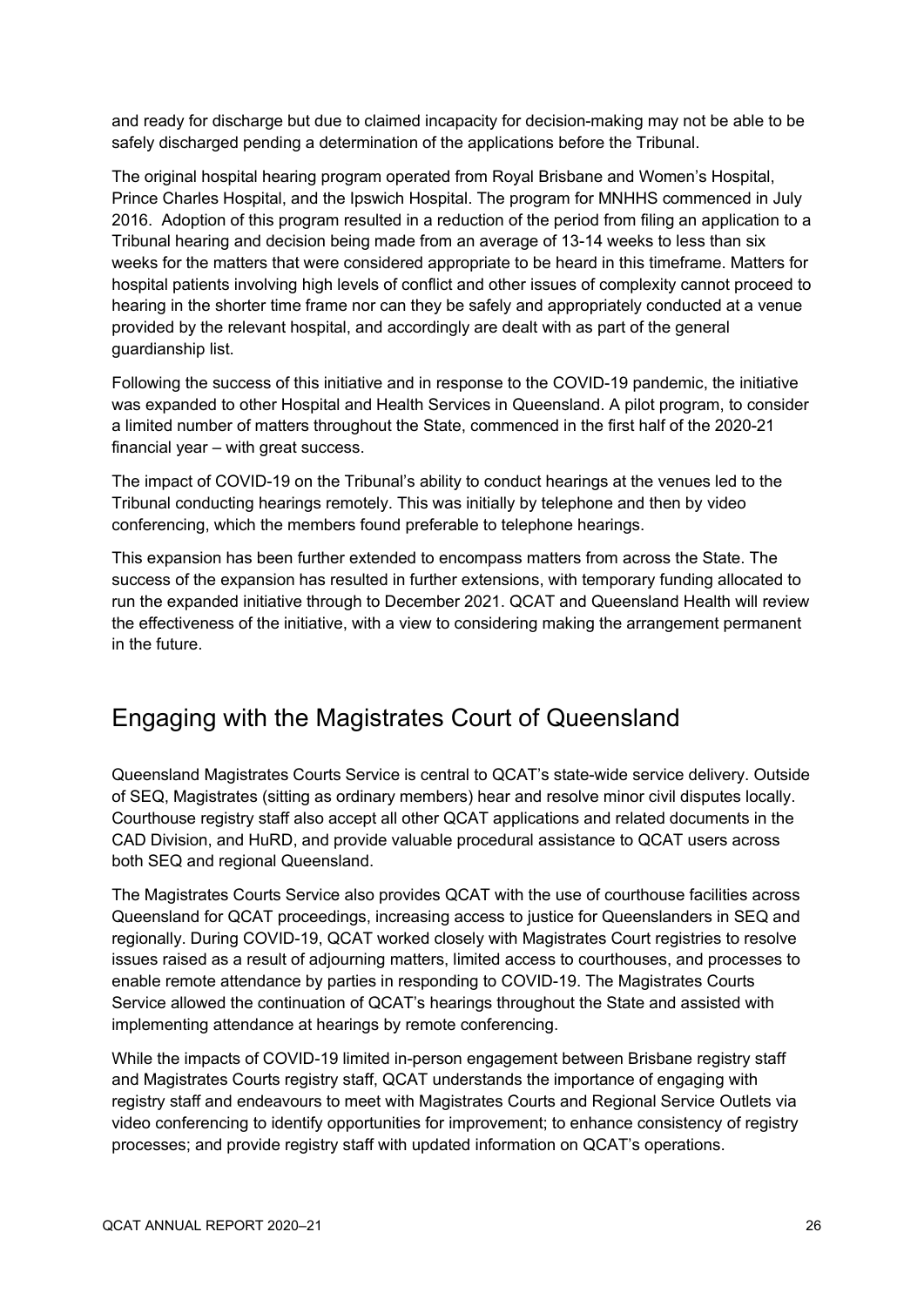and ready for discharge but due to claimed incapacity for decision-making may not be able to be safely discharged pending a determination of the applications before the Tribunal.

The original hospital hearing program operated from Royal Brisbane and Women's Hospital, Prince Charles Hospital, and the Ipswich Hospital. The program for MNHHS commenced in July 2016. Adoption of this program resulted in a reduction of the period from filing an application to a Tribunal hearing and decision being made from an average of 13-14 weeks to less than six weeks for the matters that were considered appropriate to be heard in this timeframe. Matters for hospital patients involving high levels of conflict and other issues of complexity cannot proceed to hearing in the shorter time frame nor can they be safely and appropriately conducted at a venue provided by the relevant hospital, and accordingly are dealt with as part of the general guardianship list.

Following the success of this initiative and in response to the COVID-19 pandemic, the initiative was expanded to other Hospital and Health Services in Queensland. A pilot program, to consider a limited number of matters throughout the State, commenced in the first half of the 2020-21 financial year – with great success.

The impact of COVID-19 on the Tribunal's ability to conduct hearings at the venues led to the Tribunal conducting hearings remotely. This was initially by telephone and then by video conferencing, which the members found preferable to telephone hearings.

This expansion has been further extended to encompass matters from across the State. The success of the expansion has resulted in further extensions, with temporary funding allocated to run the expanded initiative through to December 2021. QCAT and Queensland Health will review the effectiveness of the initiative, with a view to considering making the arrangement permanent in the future.

## Engaging with the Magistrates Court of Queensland

Queensland Magistrates Courts Service is central to QCAT's state-wide service delivery. Outside of SEQ, Magistrates (sitting as ordinary members) hear and resolve minor civil disputes locally. Courthouse registry staff also accept all other QCAT applications and related documents in the CAD Division, and HuRD, and provide valuable procedural assistance to QCAT users across both SEQ and regional Queensland.

The Magistrates Courts Service also provides QCAT with the use of courthouse facilities across Queensland for QCAT proceedings, increasing access to justice for Queenslanders in SEQ and regionally. During COVID-19, QCAT worked closely with Magistrates Court registries to resolve issues raised as a result of adjourning matters, limited access to courthouses, and processes to enable remote attendance by parties in responding to COVID-19. The Magistrates Courts Service allowed the continuation of QCAT's hearings throughout the State and assisted with implementing attendance at hearings by remote conferencing.

While the impacts of COVID-19 limited in-person engagement between Brisbane registry staff and Magistrates Courts registry staff, QCAT understands the importance of engaging with registry staff and endeavours to meet with Magistrates Courts and Regional Service Outlets via video conferencing to identify opportunities for improvement; to enhance consistency of registry processes; and provide registry staff with updated information on QCAT's operations.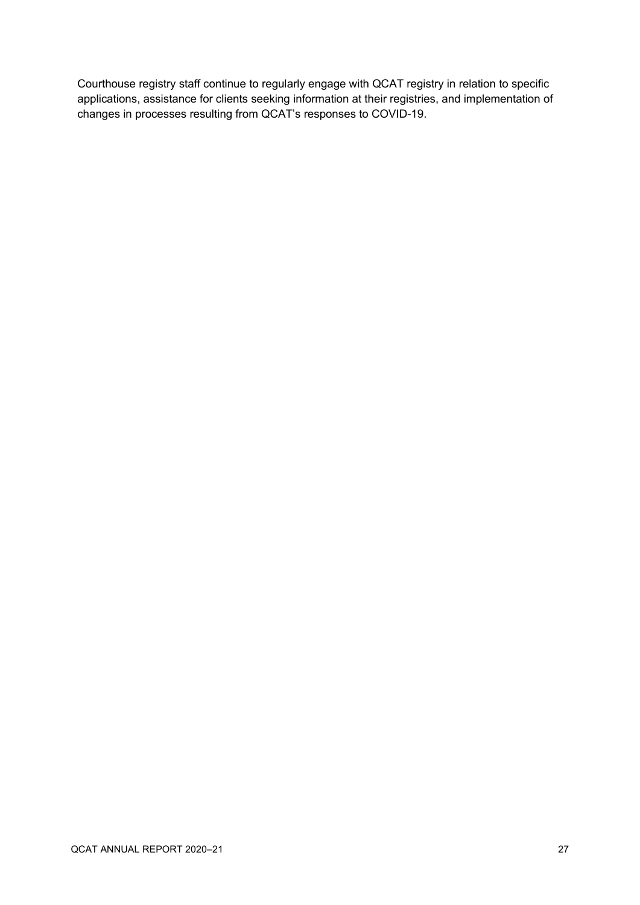Courthouse registry staff continue to regularly engage with QCAT registry in relation to specific applications, assistance for clients seeking information at their registries, and implementation of changes in processes resulting from QCAT's responses to COVID-19.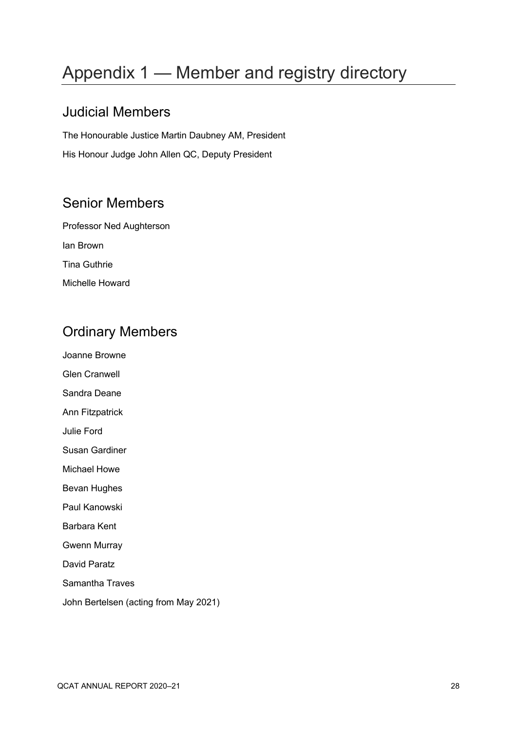# Appendix 1 — Member and registry directory

## Judicial Members

The Honourable Justice Martin Daubney AM, President

His Honour Judge John Allen QC, Deputy President

## Senior Members

Professor Ned Aughterson

Ian Brown

Tina Guthrie

Michelle Howard

## Ordinary Members

Joanne Browne

Glen Cranwell

Sandra Deane

Ann Fitzpatrick

Julie Ford

Susan Gardiner

Michael Howe

Bevan Hughes

Paul Kanowski

Barbara Kent

Gwenn Murray

David Paratz

Samantha Traves

John Bertelsen (acting from May 2021)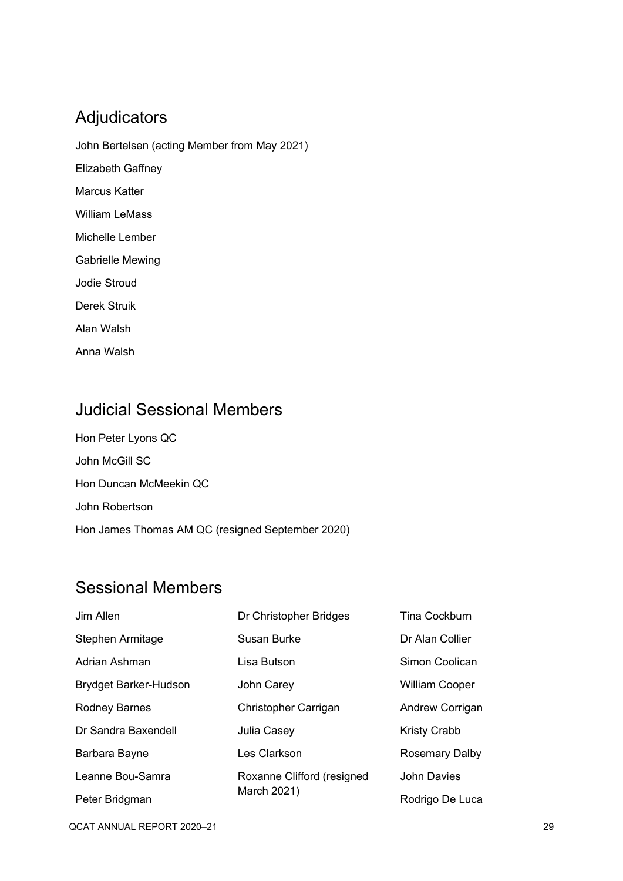## Adjudicators

John Bertelsen (acting Member from May 2021)

Elizabeth Gaffney

Marcus Katter

William LeMass

Michelle Lember

Gabrielle Mewing

Jodie Stroud

Derek Struik

Alan Walsh

Anna Walsh

## Judicial Sessional Members

Hon Peter Lyons QC

John McGill SC

Hon Duncan McMeekin QC

John Robertson

Hon James Thomas AM QC (resigned September 2020)

## Sessional Members

Jim Allen

Stephen Armitage

Adrian Ashman

Brydget Barker-Hudson

Rodney Barnes

Dr Sandra Baxendell

Barbara Bayne

Leanne Bou-Samra

Peter Bridgman

Dr Christopher Bridges

Susan Burke

Lisa Butson

John Carey

Christopher Carrigan

Julia Casey

Les Clarkson

Roxanne Clifford (resigned March 2021)

Tina Cockburn

Dr Alan Collier

Simon Coolican

William Cooper

Andrew Corrigan

Kristy Crabb

Rosemary Dalby

John Davies

Rodrigo De Luca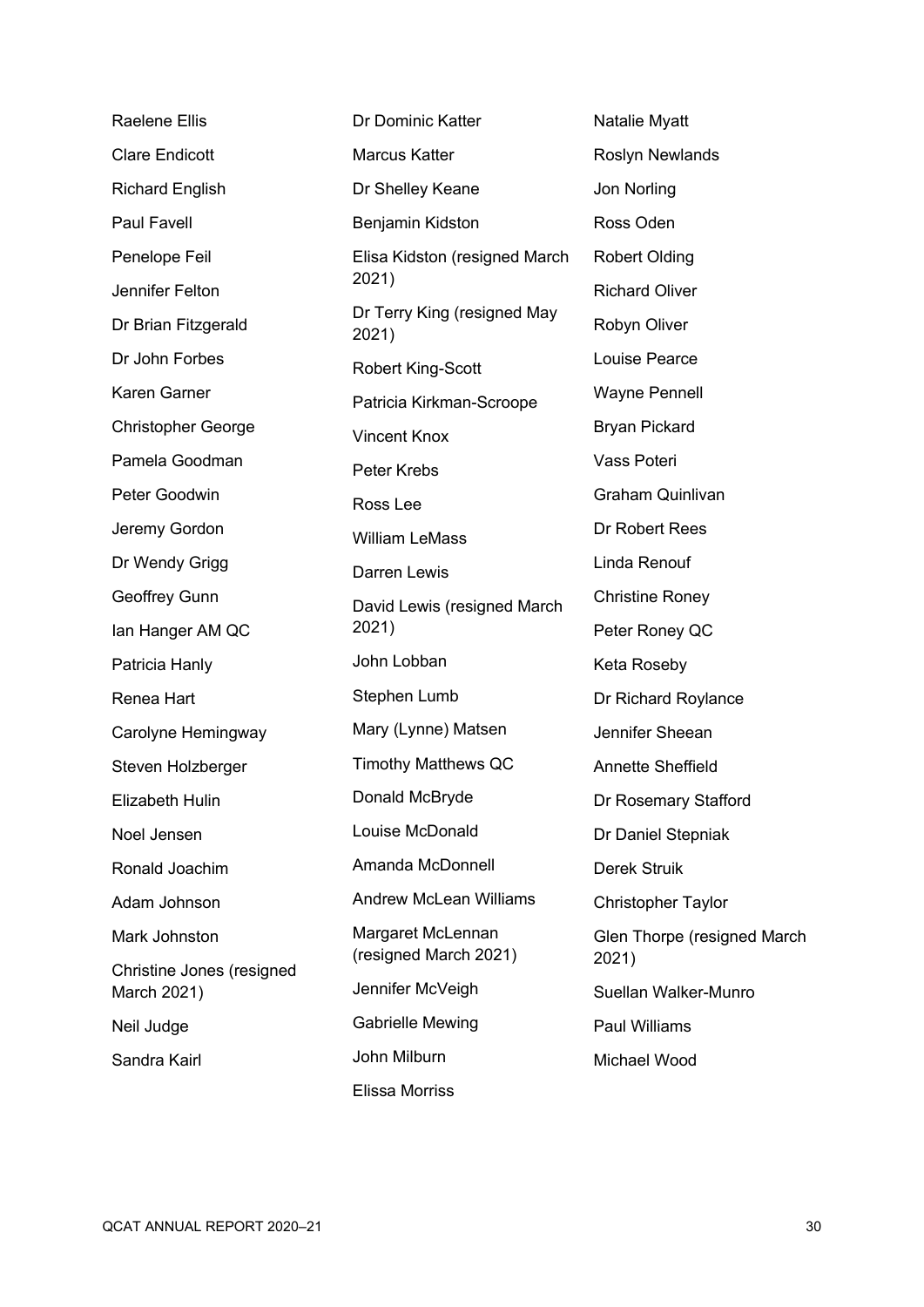Raelene Ellis

Clare Endicott

Richard English

Paul Favell

Penelope Feil

Jennifer Felton

Dr Brian Fitzgerald

Dr John Forbes

Karen Garner

Christopher George

Pamela Goodman

Peter Goodwin

Jeremy Gordon

Dr Wendy Grigg

Geoffrey Gunn

Ian Hanger AM QC

Patricia Hanly

Renea Hart

Carolyne Hemingway

Steven Holzberger

Elizabeth Hulin

Noel Jensen

Ronald Joachim

Adam Johnson

Mark Johnston

Christine Jones (resigned March 2021)

Neil Judge

Sandra Kairl

Dr Dominic Katter

Marcus Katter

Dr Shelley Keane

Benjamin Kidston

Elisa Kidston (resigned March 2021)

Dr Terry King (resigned May 2021)

Robert King-Scott

Patricia Kirkman-Scroope

Vincent Knox

Peter Krebs

Ross Lee

William LeMass

Darren Lewis

David Lewis (resigned March 2021)

John Lobban

Stephen Lumb

Mary (Lynne) Matsen

Timothy Matthews QC

Donald McBryde

Louise McDonald

Amanda McDonnell

Andrew McLean Williams

Margaret McLennan (resigned March 2021)

Jennifer McVeigh

Gabrielle Mewing

John Milburn

Elissa Morriss

Natalie Myatt

Roslyn Newlands

Jon Norling

Ross Oden

Robert Olding

Richard Oliver

Robyn Oliver

Louise Pearce

Wayne Pennell

Bryan Pickard

Vass Poteri

Graham Quinlivan

Dr Robert Rees

Linda Renouf

Christine Roney

Peter Roney QC

Keta Roseby

Dr Richard Roylance

Jennifer Sheean

Annette Sheffield

Dr Rosemary Stafford

Dr Daniel Stepniak

Derek Struik

Christopher Taylor

Glen Thorpe (resigned March 2021)

Suellan Walker-Munro

Paul Williams

Michael Wood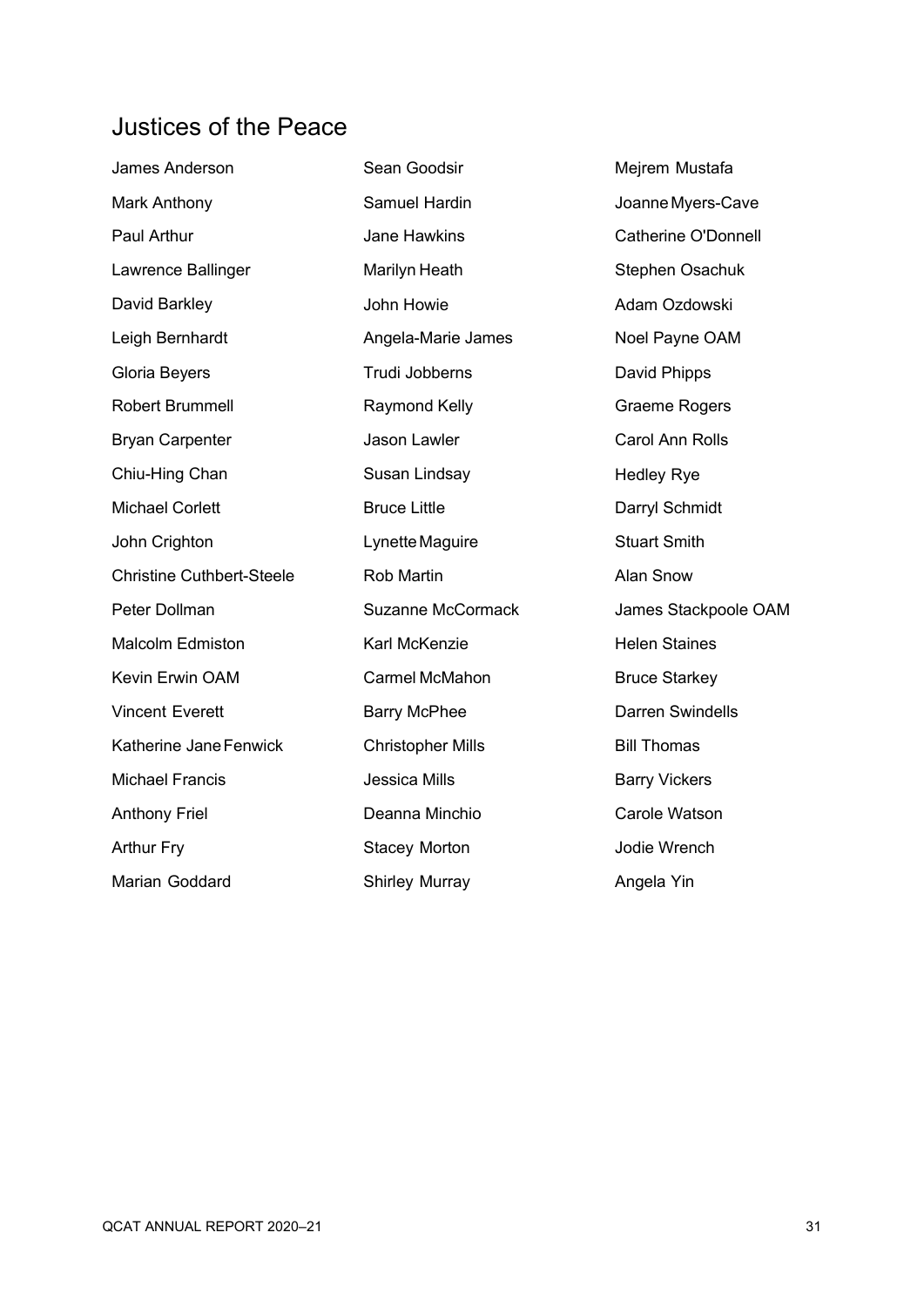## Justices of the Peace

James Anderson
Mark Anthony
Paul Arthur
Lawrence Ballinger
David Barkley
Leigh Bernhardt
Gloria Beyers
Robert Brummell
Bryan Carpenter
Chiu-Hing Chan
Michael Corlett
John Crighton
Christine Cuthbert-Steele
Peter Dollman
Malcolm Edmiston
Kevin Erwin OAM
Vincent Everett
Katherine Jane Fenwick
Michael Francis
Anthony Friel
Arthur Fry
Marian Goddard
Sean Goodsir
Samuel Hardin
Jane Hawkins
Marilyn Heath
John Howie
Angela-Marie James
Trudi Jobberns
Raymond Kelly
Jason Lawler
Susan Lindsay
Bruce Little
Lynette Maguire
Rob Martin
Suzanne McCormack
Karl McKenzie
Carmel McMahon
Barry McPhee
Christopher Mills
Jessica Mills
Deanna Minchio
Stacey Morton
Shirley Murray
Mejrem Mustafa
Joanne Myers-Cave
Catherine O'Donnell
Stephen Osachuk
Adam Ozdowski
Noel Payne OAM
David Phipps
Graeme Rogers
Carol Ann Rolls
Hedley Rye
Darryl Schmidt
Stuart Smith
Alan Snow
James Stackpoole OAM
Helen Staines
Bruce Starkey
Darren Swindells
Bill Thomas
Barry Vickers
Carole Watson
Jodie Wrench
Angela Yin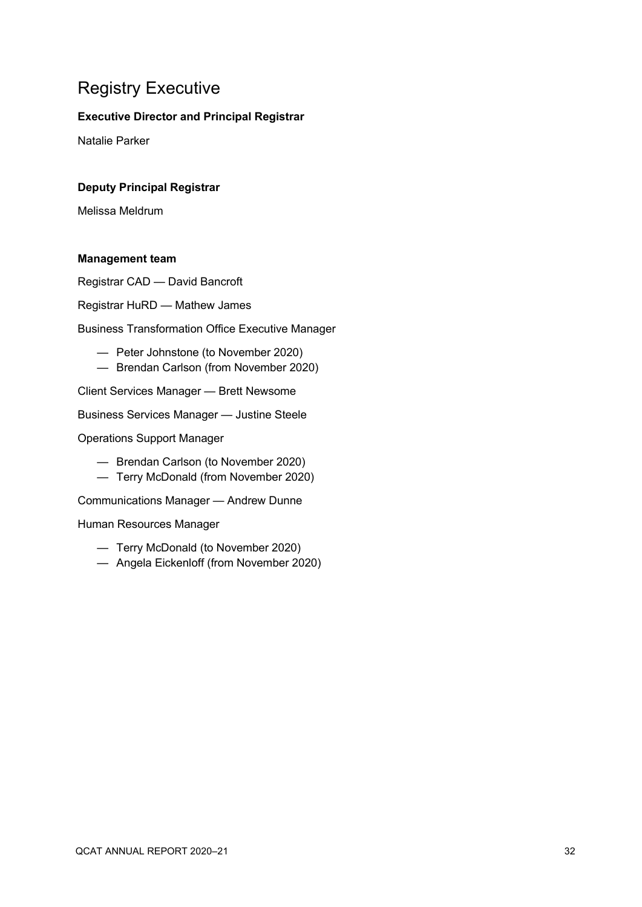# Registry Executive

**Executive Director and Principal Registrar**

Natalie Parker

**Deputy Principal Registrar**

Melissa Meldrum

**Management team**

Registrar CAD — David Bancroft

Registrar HuRD — Mathew James

Business Transformation Office Executive Manager

- — Peter Johnstone (to November 2020)
- — Brendan Carlson (from November 2020)

Client Services Manager — Brett Newsome

Business Services Manager — Justine Steele

Operations Support Manager

- — Brendan Carlson (to November 2020)
- — Terry McDonald (from November 2020)

Communications Manager — Andrew Dunne

Human Resources Manager

- — Terry McDonald (to November 2020)
- — Angela Eickenloff (from November 2020)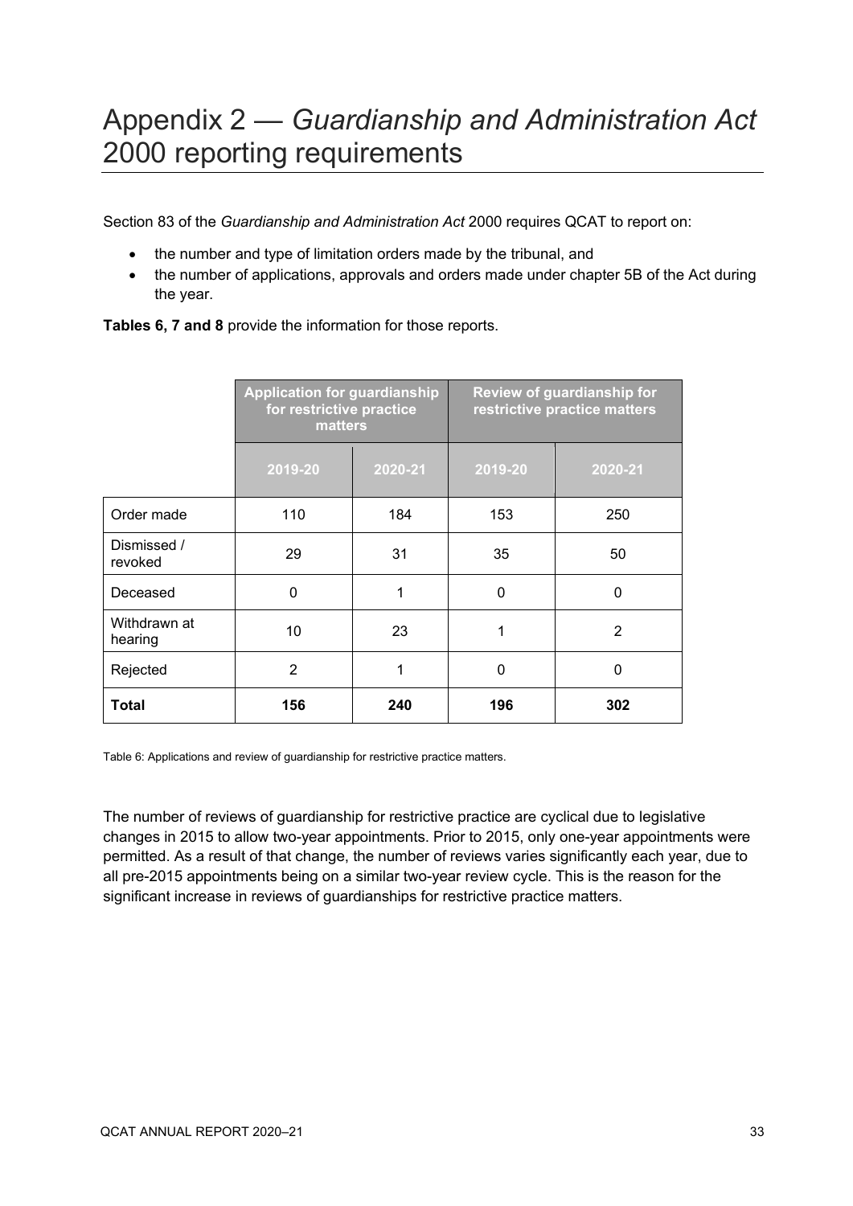# Appendix 2 — *Guardianship and Administration Act* 2000 reporting requirements

Section 83 of the *Guardianship and Administration Act* 2000 requires QCAT to report on:

- the number and type of limitation orders made by the tribunal, and
- the number of applications, approvals and orders made under chapter 5B of the Act during the year.

**Tables 6, 7 and 8** provide the information for those reports.

| | Application for guardianship for restrictive practice matters | | Review of guardianship for restrictive practice matters | |
|---|---|---|---|---|
| | 2019-20 | 2020-21 | 2019-20 | 2020-21 |
| Order made | 110 | 184 | 153 | 250 |
| Dismissed / revoked | 29 | 31 | 35 | 50 |
| Deceased | 0 | 1 | 0 | 0 |
| Withdrawn at hearing | 10 | 23 | 1 | 2 |
| Rejected | 2 | 1 | 0 | 0 |
| **Total** | **156** | **240** | **196** | **302** |

Table 6: Applications and review of guardianship for restrictive practice matters.

The number of reviews of guardianship for restrictive practice are cyclical due to legislative changes in 2015 to allow two-year appointments. Prior to 2015, only one-year appointments were permitted. As a result of that change, the number of reviews varies significantly each year, due to all pre-2015 appointments being on a similar two-year review cycle. This is the reason for the significant increase in reviews of guardianships for restrictive practice matters.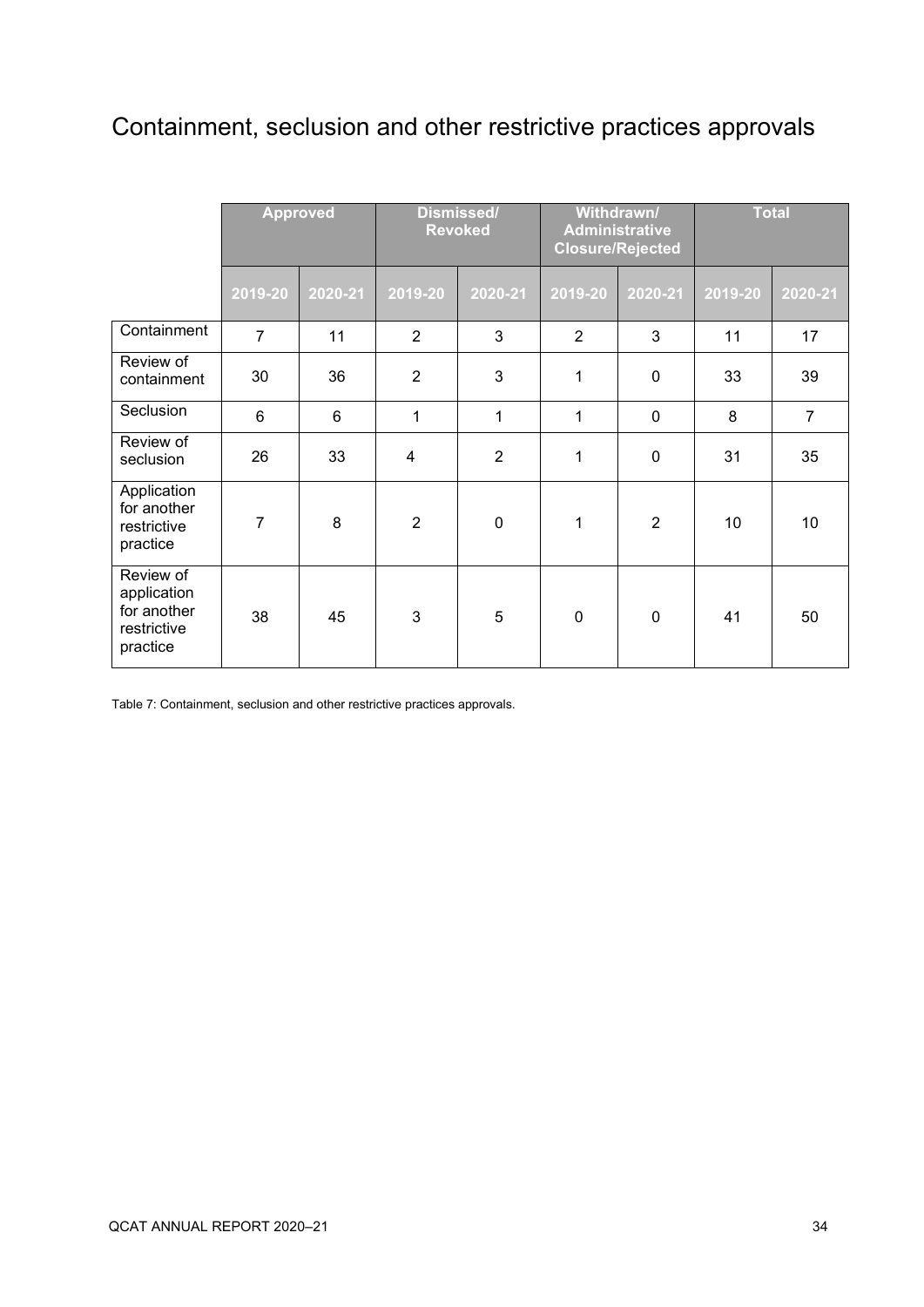# Containment, seclusion and other restrictive practices approvals

| | Approved | | Dismissed/ Revoked | | Withdrawn/ Administrative Closure/Rejected | | Total | |
|---|---|---|---|---|---|---|---|---|
| | 2019-20 | 2020-21 | 2019-20 | 2020-21 | 2019-20 | 2020-21 | 2019-20 | 2020-21 |
| Containment | 7 | 11 | 2 | 3 | 2 | 3 | 11 | 17 |
| Review of containment | 30 | 36 | 2 | 3 | 1 | 0 | 33 | 39 |
| Seclusion | 6 | 6 | 1 | 1 | 1 | 0 | 8 | 7 |
| Review of seclusion | 26 | 33 | 4 | 2 | 1 | 0 | 31 | 35 |
| Application for another restrictive practice | 7 | 8 | 2 | 0 | 1 | 2 | 10 | 10 |
| Review of application for another restrictive practice | 38 | 45 | 3 | 5 | 0 | 0 | 41 | 50 |

Table 7: Containment, seclusion and other restrictive practices approvals.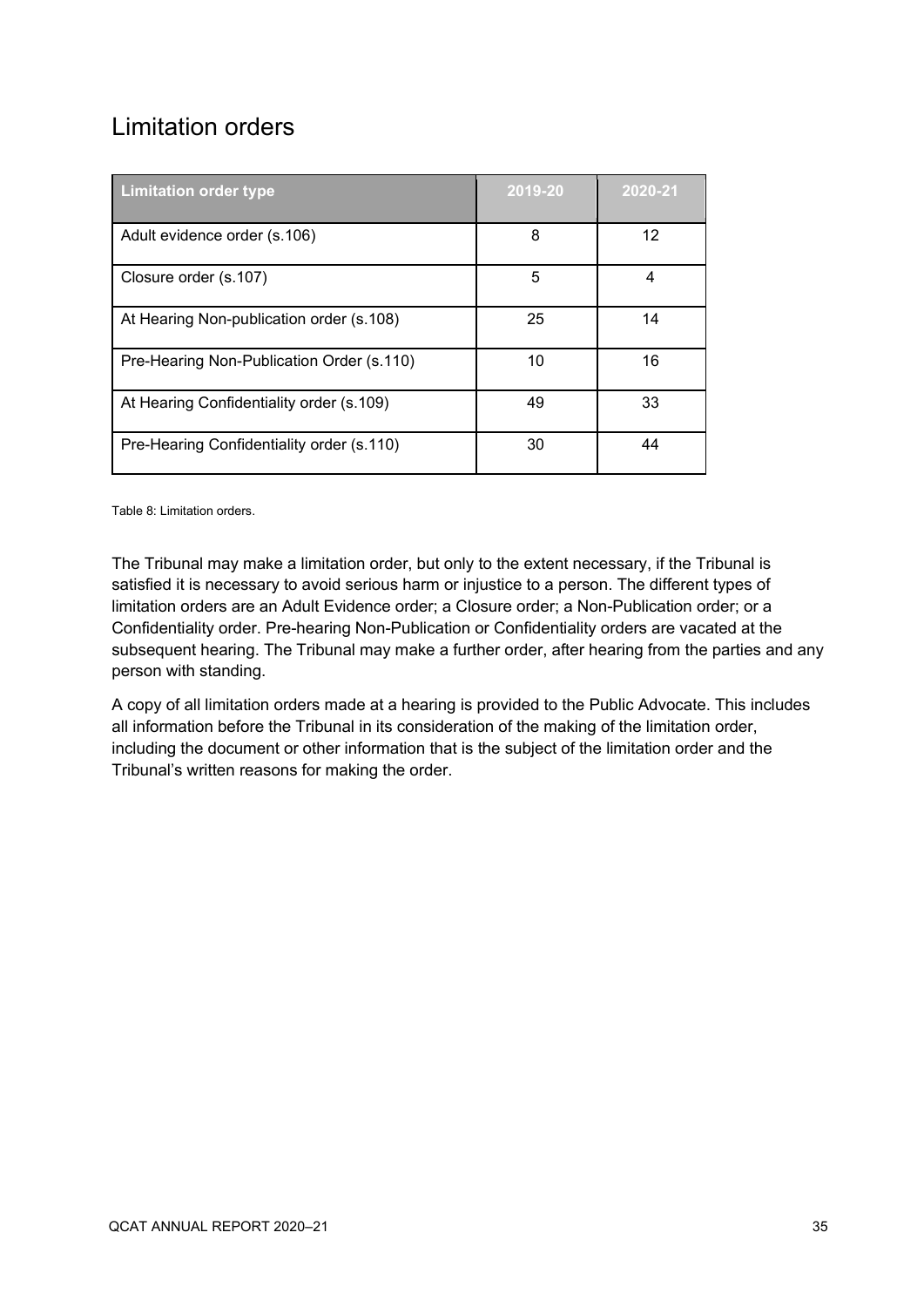## Limitation orders

| Limitation order type | 2019-20 | 2020-21 |
| --- | --- | --- |
| Adult evidence order (s.106) | 8 | 12 |
| Closure order (s.107) | 5 | 4 |
| At Hearing Non-publication order (s.108) | 25 | 14 |
| Pre-Hearing Non-Publication Order (s.110) | 10 | 16 |
| At Hearing Confidentiality order (s.109) | 49 | 33 |
| Pre-Hearing Confidentiality order (s.110) | 30 | 44 |

Table 8: Limitation orders.

The Tribunal may make a limitation order, but only to the extent necessary, if the Tribunal is satisfied it is necessary to avoid serious harm or injustice to a person. The different types of limitation orders are an Adult Evidence order; a Closure order; a Non-Publication order; or a Confidentiality order. Pre-hearing Non-Publication or Confidentiality orders are vacated at the subsequent hearing. The Tribunal may make a further order, after hearing from the parties and any person with standing.

A copy of all limitation orders made at a hearing is provided to the Public Advocate. This includes all information before the Tribunal in its consideration of the making of the limitation order, including the document or other information that is the subject of the limitation order and the Tribunal's written reasons for making the order.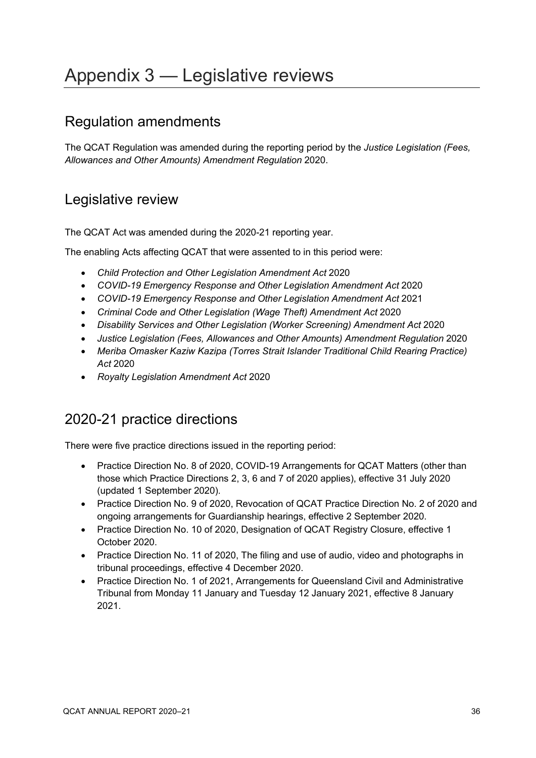# Appendix 3 — Legislative reviews

## Regulation amendments

The QCAT Regulation was amended during the reporting period by the *Justice Legislation (Fees, Allowances and Other Amounts) Amendment Regulation* 2020.

## Legislative review

The QCAT Act was amended during the 2020-21 reporting year.

The enabling Acts affecting QCAT that were assented to in this period were:

- *Child Protection and Other Legislation Amendment Act* 2020
- *COVID-19 Emergency Response and Other Legislation Amendment Act* 2020
- *COVID-19 Emergency Response and Other Legislation Amendment Act* 2021
- *Criminal Code and Other Legislation (Wage Theft) Amendment Act* 2020
- *Disability Services and Other Legislation (Worker Screening) Amendment Act* 2020
- *Justice Legislation (Fees, Allowances and Other Amounts) Amendment Regulation* 2020
- *Meriba Omasker Kaziw Kazipa (Torres Strait Islander Traditional Child Rearing Practice) Act* 2020
- *Royalty Legislation Amendment Act* 2020

## 2020-21 practice directions

There were five practice directions issued in the reporting period:

- Practice Direction No. 8 of 2020, COVID-19 Arrangements for QCAT Matters (other than those which Practice Directions 2, 3, 6 and 7 of 2020 applies), effective 31 July 2020 (updated 1 September 2020).
- Practice Direction No. 9 of 2020, Revocation of QCAT Practice Direction No. 2 of 2020 and ongoing arrangements for Guardianship hearings, effective 2 September 2020.
- Practice Direction No. 10 of 2020, Designation of QCAT Registry Closure, effective 1 October 2020.
- Practice Direction No. 11 of 2020, The filing and use of audio, video and photographs in tribunal proceedings, effective 4 December 2020.
- Practice Direction No. 1 of 2021, Arrangements for Queensland Civil and Administrative Tribunal from Monday 11 January and Tuesday 12 January 2021, effective 8 January 2021.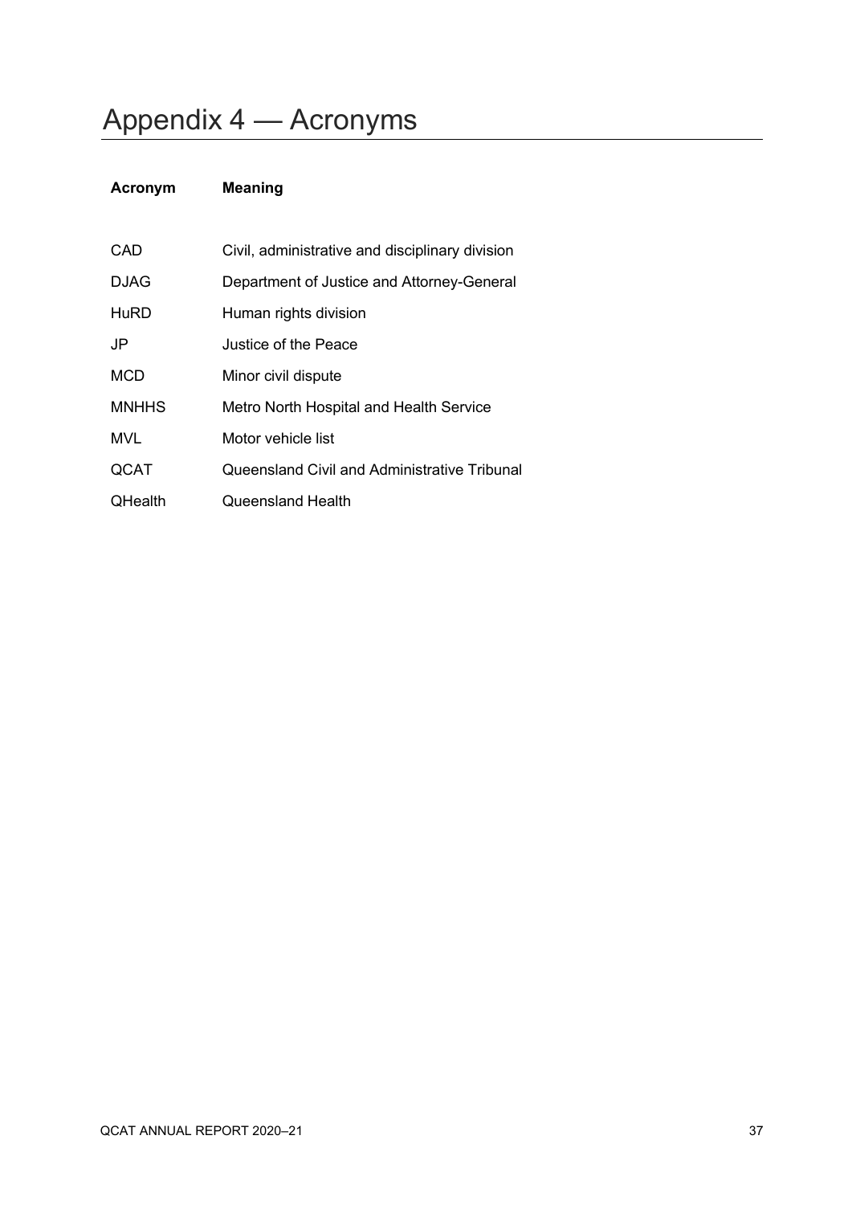# Appendix 4 — Acronyms

| Acronym | Meaning |
|---|---|
| CAD | Civil, administrative and disciplinary division |
| DJAG | Department of Justice and Attorney-General |
| HuRD | Human rights division |
| JP | Justice of the Peace |
| MCD | Minor civil dispute |
| MNHHS | Metro North Hospital and Health Service |
| MVL | Motor vehicle list |
| QCAT | Queensland Civil and Administrative Tribunal |
| QHealth | Queensland Health |